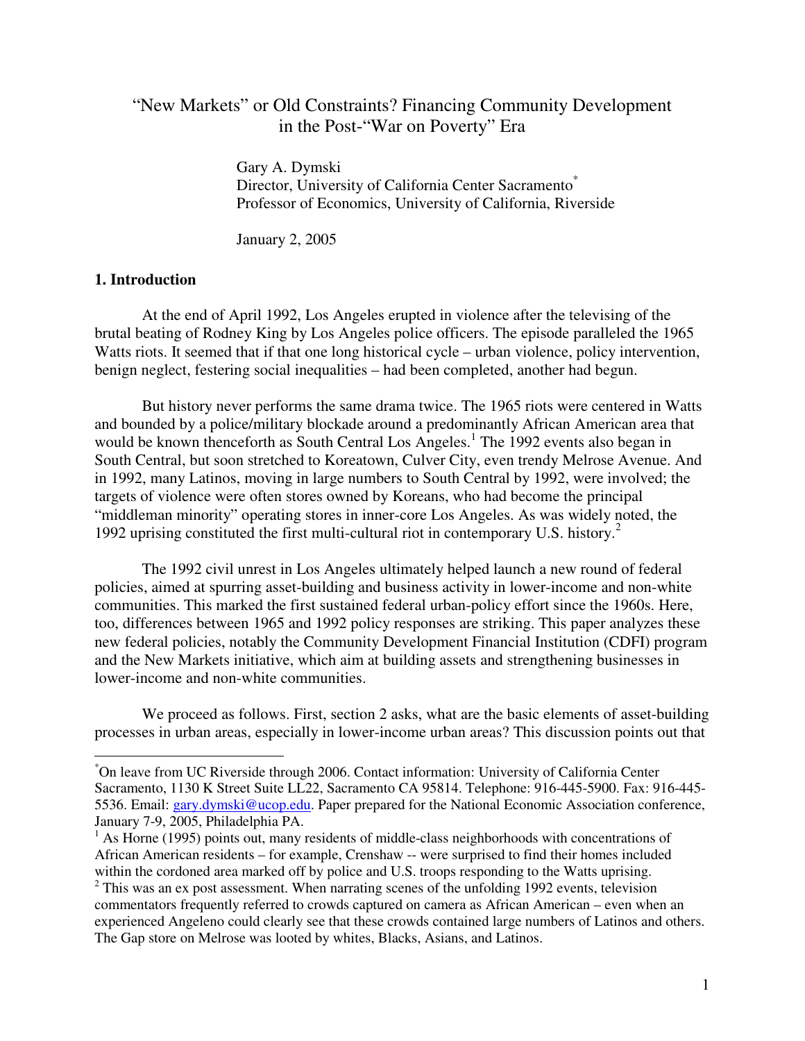# "New Markets" or Old Constraints? Financing Community Development in the Post-"War on Poverty" Era

Gary A. Dymski
Director, University of California Center Sacramento[*]
Professor of Economics, University of California, Riverside

January 2, 2005

## 1. Introduction

At the end of April 1992, Los Angeles erupted in violence after the televising of the brutal beating of Rodney King by Los Angeles police officers. The episode paralleled the 1965 Watts riots. It seemed that if that one long historical cycle – urban violence, policy intervention, benign neglect, festering social inequalities – had been completed, another had begun.

But history never performs the same drama twice. The 1965 riots were centered in Watts and bounded by a police/military blockade around a predominantly African American area that would be known thenceforth as South Central Los Angeles.[1] The 1992 events also began in South Central, but soon stretched to Koreatown, Culver City, even trendy Melrose Avenue. And in 1992, many Latinos, moving in large numbers to South Central by 1992, were involved; the targets of violence were often stores owned by Koreans, who had become the principal "middleman minority" operating stores in inner-core Los Angeles. As was widely noted, the 1992 uprising constituted the first multi-cultural riot in contemporary U.S. history.[2]

The 1992 civil unrest in Los Angeles ultimately helped launch a new round of federal policies, aimed at spurring asset-building and business activity in lower-income and non-white communities. This marked the first sustained federal urban-policy effort since the 1960s. Here, too, differences between 1965 and 1992 policy responses are striking. This paper analyzes these new federal policies, notably the Community Development Financial Institution (CDFI) program and the New Markets initiative, which aim at building assets and strengthening businesses in lower-income and non-white communities.

We proceed as follows. First, section 2 asks, what are the basic elements of asset-building processes in urban areas, especially in lower-income urban areas? This discussion points out that

---

[*] On leave from UC Riverside through 2006. Contact information: University of California Center Sacramento, 1130 K Street Suite LL22, Sacramento CA 95814. Telephone: 916-445-5900. Fax: 916-445-5536. Email: gary.dymski@ucop.edu. Paper prepared for the National Economic Association conference, January 7-9, 2005, Philadelphia PA.

[1] As Horne (1995) points out, many residents of middle-class neighborhoods with concentrations of African American residents – for example, Crenshaw -- were surprised to find their homes included within the cordoned area marked off by police and U.S. troops responding to the Watts uprising.

[2] This was an ex post assessment. When narrating scenes of the unfolding 1992 events, television commentators frequently referred to crowds captured on camera as African American – even when an experienced Angeleno could clearly see that these crowds contained large numbers of Latinos and others. The Gap store on Melrose was looted by whites, Blacks, Asians, and Latinos.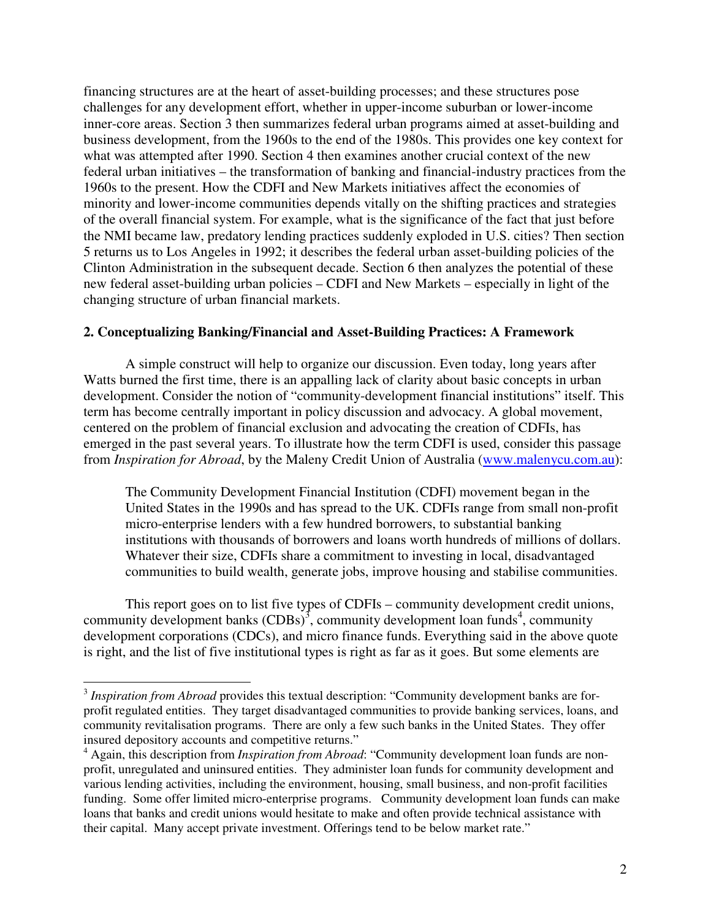financing structures are at the heart of asset-building processes; and these structures pose challenges for any development effort, whether in upper-income suburban or lower-income inner-core areas. Section 3 then summarizes federal urban programs aimed at asset-building and business development, from the 1960s to the end of the 1980s. This provides one key context for what was attempted after 1990. Section 4 then examines another crucial context of the new federal urban initiatives – the transformation of banking and financial-industry practices from the 1960s to the present. How the CDFI and New Markets initiatives affect the economies of minority and lower-income communities depends vitally on the shifting practices and strategies of the overall financial system. For example, what is the significance of the fact that just before the NMI became law, predatory lending practices suddenly exploded in U.S. cities? Then section 5 returns us to Los Angeles in 1992; it describes the federal urban asset-building policies of the Clinton Administration in the subsequent decade. Section 6 then analyzes the potential of these new federal asset-building urban policies – CDFI and New Markets – especially in light of the changing structure of urban financial markets.

## 2. Conceptualizing Banking/Financial and Asset-Building Practices: A Framework

A simple construct will help to organize our discussion. Even today, long years after Watts burned the first time, there is an appalling lack of clarity about basic concepts in urban development. Consider the notion of "community-development financial institutions" itself. This term has become centrally important in policy discussion and advocacy. A global movement, centered on the problem of financial exclusion and advocating the creation of CDFIs, has emerged in the past several years. To illustrate how the term CDFI is used, consider this passage from *Inspiration for Abroad*, by the Maleny Credit Union of Australia (www.malenycu.com.au):

> The Community Development Financial Institution (CDFI) movement began in the United States in the 1990s and has spread to the UK. CDFIs range from small non-profit micro-enterprise lenders with a few hundred borrowers, to substantial banking institutions with thousands of borrowers and loans worth hundreds of millions of dollars. Whatever their size, CDFIs share a commitment to investing in local, disadvantaged communities to build wealth, generate jobs, improve housing and stabilise communities.

This report goes on to list five types of CDFIs – community development credit unions, community development banks (CDBs)[3], community development loan funds[4], community development corporations (CDCs), and micro finance funds. Everything said in the above quote is right, and the list of five institutional types is right as far as it goes. But some elements are

---

[3] *Inspiration from Abroad* provides this textual description: "Community development banks are for-profit regulated entities. They target disadvantaged communities to provide banking services, loans, and community revitalisation programs. There are only a few such banks in the United States. They offer insured depository accounts and competitive returns."

[4] Again, this description from *Inspiration from Abroad*: "Community development loan funds are non-profit, unregulated and uninsured entities. They administer loan funds for community development and various lending activities, including the environment, housing, small business, and non-profit facilities funding. Some offer limited micro-enterprise programs. Community development loan funds can make loans that banks and credit unions would hesitate to make and often provide technical assistance with their capital. Many accept private investment. Offerings tend to be below market rate."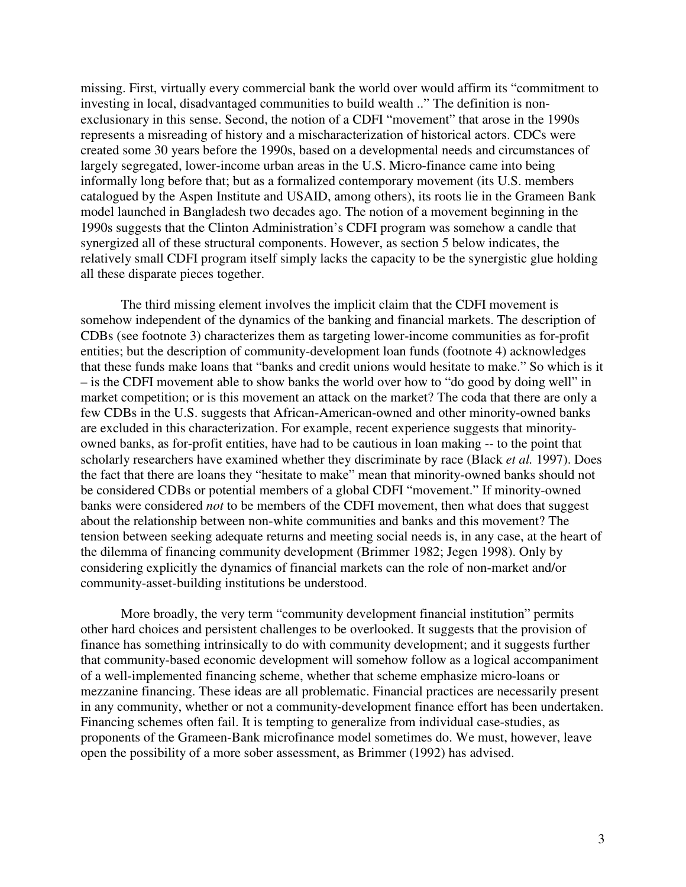missing. First, virtually every commercial bank the world over would affirm its "commitment to investing in local, disadvantaged communities to build wealth .." The definition is non-exclusionary in this sense. Second, the notion of a CDFI "movement" that arose in the 1990s represents a misreading of history and a mischaracterization of historical actors. CDCs were created some 30 years before the 1990s, based on a developmental needs and circumstances of largely segregated, lower-income urban areas in the U.S. Micro-finance came into being informally long before that; but as a formalized contemporary movement (its U.S. members catalogued by the Aspen Institute and USAID, among others), its roots lie in the Grameen Bank model launched in Bangladesh two decades ago. The notion of a movement beginning in the 1990s suggests that the Clinton Administration's CDFI program was somehow a candle that synergized all of these structural components. However, as section 5 below indicates, the relatively small CDFI program itself simply lacks the capacity to be the synergistic glue holding all these disparate pieces together.

The third missing element involves the implicit claim that the CDFI movement is somehow independent of the dynamics of the banking and financial markets. The description of CDBs (see footnote 3) characterizes them as targeting lower-income communities as for-profit entities; but the description of community-development loan funds (footnote 4) acknowledges that these funds make loans that "banks and credit unions would hesitate to make." So which is it – is the CDFI movement able to show banks the world over how to "do good by doing well" in market competition; or is this movement an attack on the market? The coda that there are only a few CDBs in the U.S. suggests that African-American-owned and other minority-owned banks are excluded in this characterization. For example, recent experience suggests that minority-owned banks, as for-profit entities, have had to be cautious in loan making -- to the point that scholarly researchers have examined whether they discriminate by race (Black *et al.* 1997). Does the fact that there are loans they "hesitate to make" mean that minority-owned banks should not be considered CDBs or potential members of a global CDFI "movement." If minority-owned banks were considered *not* to be members of the CDFI movement, then what does that suggest about the relationship between non-white communities and banks and this movement? The tension between seeking adequate returns and meeting social needs is, in any case, at the heart of the dilemma of financing community development (Brimmer 1982; Jegen 1998). Only by considering explicitly the dynamics of financial markets can the role of non-market and/or community-asset-building institutions be understood.

More broadly, the very term "community development financial institution" permits other hard choices and persistent challenges to be overlooked. It suggests that the provision of finance has something intrinsically to do with community development; and it suggests further that community-based economic development will somehow follow as a logical accompaniment of a well-implemented financing scheme, whether that scheme emphasize micro-loans or mezzanine financing. These ideas are all problematic. Financial practices are necessarily present in any community, whether or not a community-development finance effort has been undertaken. Financing schemes often fail. It is tempting to generalize from individual case-studies, as proponents of the Grameen-Bank microfinance model sometimes do. We must, however, leave open the possibility of a more sober assessment, as Brimmer (1992) has advised.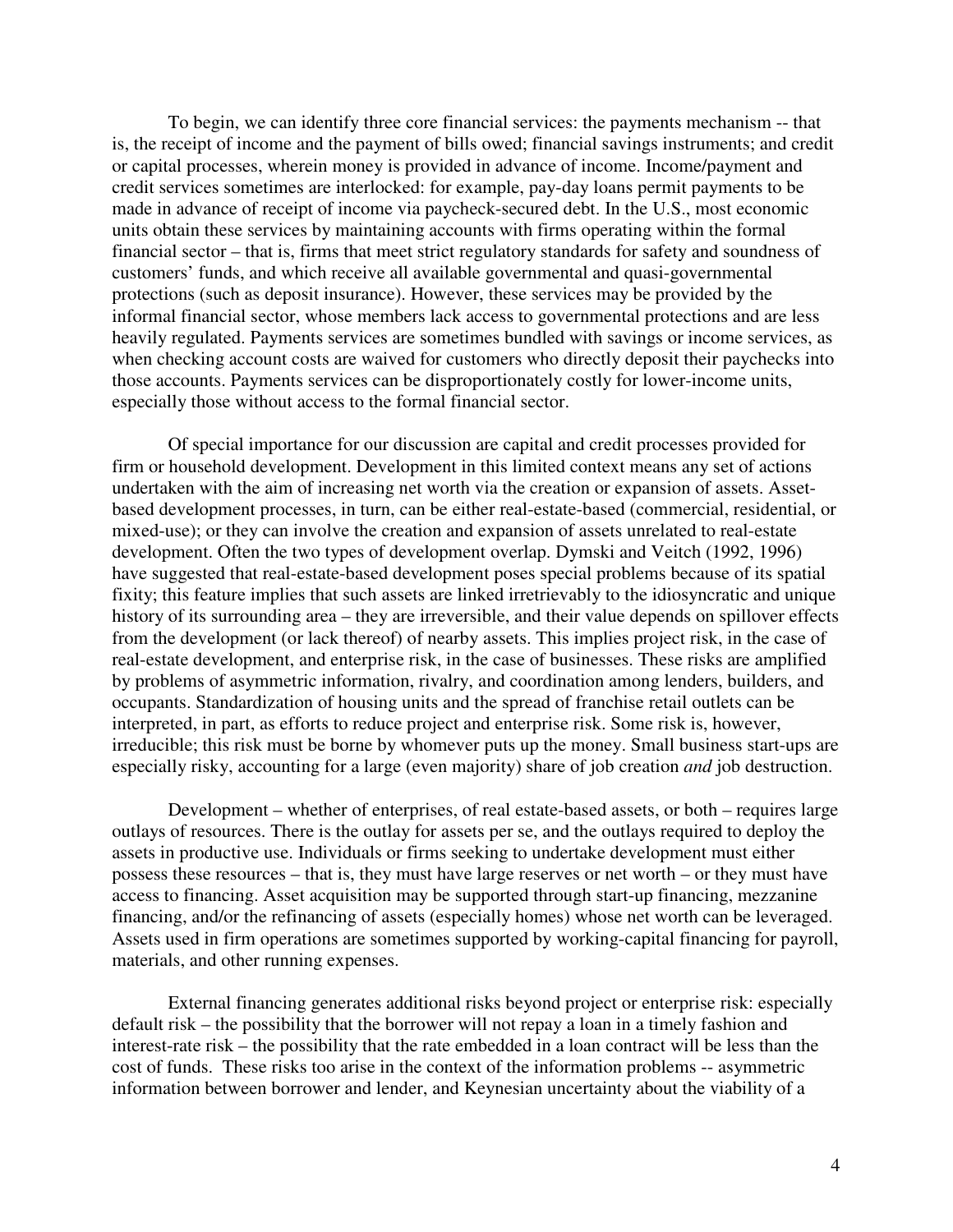To begin, we can identify three core financial services: the payments mechanism -- that is, the receipt of income and the payment of bills owed; financial savings instruments; and credit or capital processes, wherein money is provided in advance of income. Income/payment and credit services sometimes are interlocked: for example, pay-day loans permit payments to be made in advance of receipt of income via paycheck-secured debt. In the U.S., most economic units obtain these services by maintaining accounts with firms operating within the formal financial sector – that is, firms that meet strict regulatory standards for safety and soundness of customers' funds, and which receive all available governmental and quasi-governmental protections (such as deposit insurance). However, these services may be provided by the informal financial sector, whose members lack access to governmental protections and are less heavily regulated. Payments services are sometimes bundled with savings or income services, as when checking account costs are waived for customers who directly deposit their paychecks into those accounts. Payments services can be disproportionately costly for lower-income units, especially those without access to the formal financial sector.

Of special importance for our discussion are capital and credit processes provided for firm or household development. Development in this limited context means any set of actions undertaken with the aim of increasing net worth via the creation or expansion of assets. Asset-based development processes, in turn, can be either real-estate-based (commercial, residential, or mixed-use); or they can involve the creation and expansion of assets unrelated to real-estate development. Often the two types of development overlap. Dymski and Veitch (1992, 1996) have suggested that real-estate-based development poses special problems because of its spatial fixity; this feature implies that such assets are linked irretrievably to the idiosyncratic and unique history of its surrounding area – they are irreversible, and their value depends on spillover effects from the development (or lack thereof) of nearby assets. This implies project risk, in the case of real-estate development, and enterprise risk, in the case of businesses. These risks are amplified by problems of asymmetric information, rivalry, and coordination among lenders, builders, and occupants. Standardization of housing units and the spread of franchise retail outlets can be interpreted, in part, as efforts to reduce project and enterprise risk. Some risk is, however, irreducible; this risk must be borne by whomever puts up the money. Small business start-ups are especially risky, accounting for a large (even majority) share of job creation *and* job destruction.

Development – whether of enterprises, of real estate-based assets, or both – requires large outlays of resources. There is the outlay for assets per se, and the outlays required to deploy the assets in productive use. Individuals or firms seeking to undertake development must either possess these resources – that is, they must have large reserves or net worth – or they must have access to financing. Asset acquisition may be supported through start-up financing, mezzanine financing, and/or the refinancing of assets (especially homes) whose net worth can be leveraged. Assets used in firm operations are sometimes supported by working-capital financing for payroll, materials, and other running expenses.

External financing generates additional risks beyond project or enterprise risk: especially default risk – the possibility that the borrower will not repay a loan in a timely fashion and interest-rate risk – the possibility that the rate embedded in a loan contract will be less than the cost of funds. These risks too arise in the context of the information problems -- asymmetric information between borrower and lender, and Keynesian uncertainty about the viability of a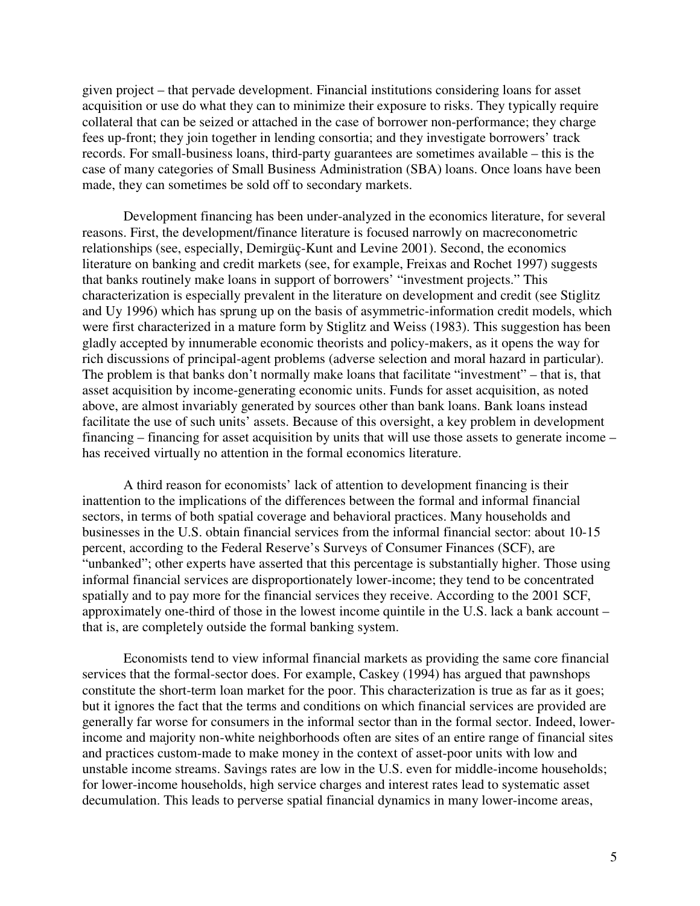given project – that pervade development. Financial institutions considering loans for asset acquisition or use do what they can to minimize their exposure to risks. They typically require collateral that can be seized or attached in the case of borrower non-performance; they charge fees up-front; they join together in lending consortia; and they investigate borrowers' track records. For small-business loans, third-party guarantees are sometimes available – this is the case of many categories of Small Business Administration (SBA) loans. Once loans have been made, they can sometimes be sold off to secondary markets.

Development financing has been under-analyzed in the economics literature, for several reasons. First, the development/finance literature is focused narrowly on macreconometric relationships (see, especially, Demirgüç-Kunt and Levine 2001). Second, the economics literature on banking and credit markets (see, for example, Freixas and Rochet 1997) suggests that banks routinely make loans in support of borrowers' "investment projects." This characterization is especially prevalent in the literature on development and credit (see Stiglitz and Uy 1996) which has sprung up on the basis of asymmetric-information credit models, which were first characterized in a mature form by Stiglitz and Weiss (1983). This suggestion has been gladly accepted by innumerable economic theorists and policy-makers, as it opens the way for rich discussions of principal-agent problems (adverse selection and moral hazard in particular). The problem is that banks don't normally make loans that facilitate "investment" – that is, that asset acquisition by income-generating economic units. Funds for asset acquisition, as noted above, are almost invariably generated by sources other than bank loans. Bank loans instead facilitate the use of such units' assets. Because of this oversight, a key problem in development financing – financing for asset acquisition by units that will use those assets to generate income – has received virtually no attention in the formal economics literature.

A third reason for economists' lack of attention to development financing is their inattention to the implications of the differences between the formal and informal financial sectors, in terms of both spatial coverage and behavioral practices. Many households and businesses in the U.S. obtain financial services from the informal financial sector: about 10-15 percent, according to the Federal Reserve's Surveys of Consumer Finances (SCF), are "unbanked"; other experts have asserted that this percentage is substantially higher. Those using informal financial services are disproportionately lower-income; they tend to be concentrated spatially and to pay more for the financial services they receive. According to the 2001 SCF, approximately one-third of those in the lowest income quintile in the U.S. lack a bank account – that is, are completely outside the formal banking system.

Economists tend to view informal financial markets as providing the same core financial services that the formal-sector does. For example, Caskey (1994) has argued that pawnshops constitute the short-term loan market for the poor. This characterization is true as far as it goes; but it ignores the fact that the terms and conditions on which financial services are provided are generally far worse for consumers in the informal sector than in the formal sector. Indeed, lower-income and majority non-white neighborhoods often are sites of an entire range of financial sites and practices custom-made to make money in the context of asset-poor units with low and unstable income streams. Savings rates are low in the U.S. even for middle-income households; for lower-income households, high service charges and interest rates lead to systematic asset decumulation. This leads to perverse spatial financial dynamics in many lower-income areas,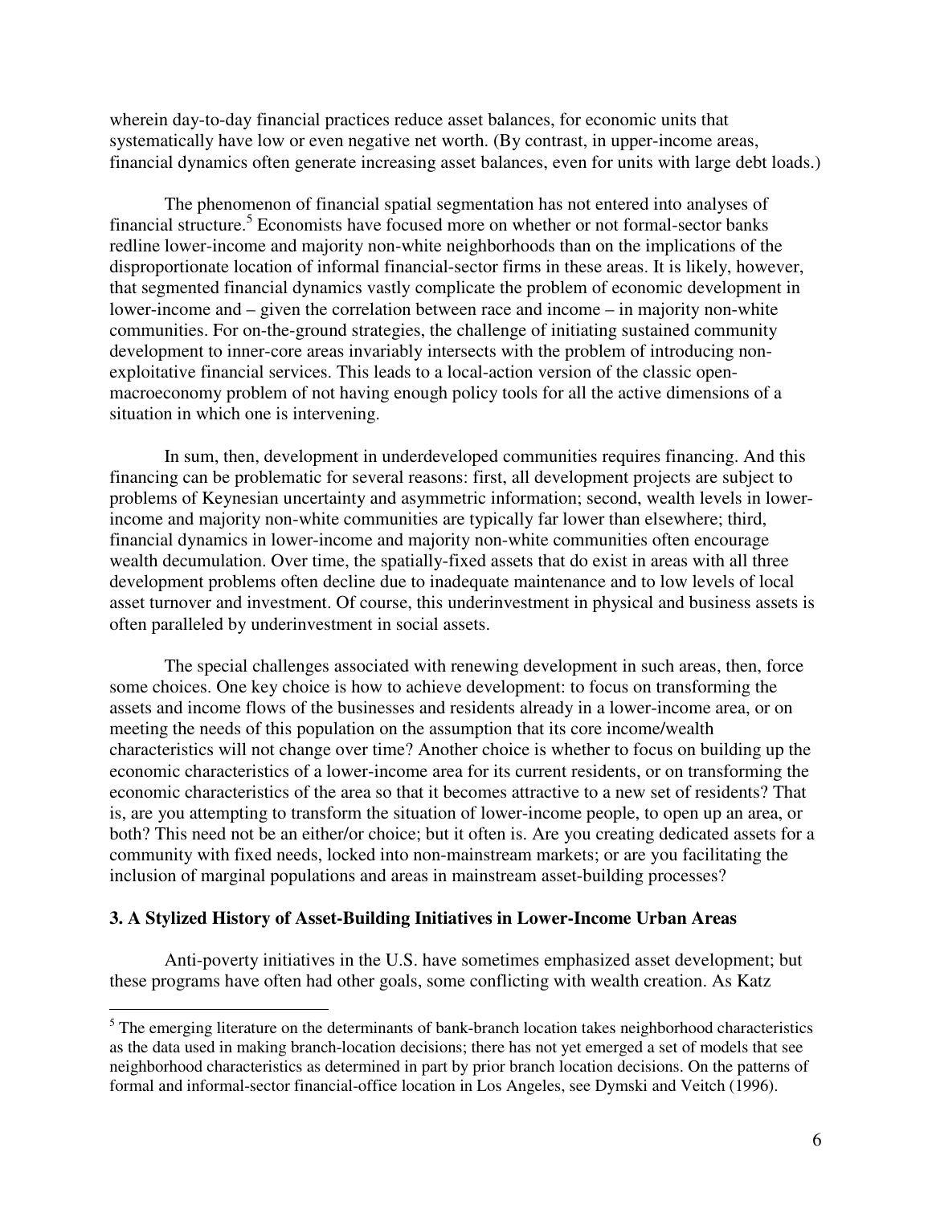wherein day-to-day financial practices reduce asset balances, for economic units that systematically have low or even negative net worth. (By contrast, in upper-income areas, financial dynamics often generate increasing asset balances, even for units with large debt loads.)

The phenomenon of financial spatial segmentation has not entered into analyses of financial structure.[5] Economists have focused more on whether or not formal-sector banks redline lower-income and majority non-white neighborhoods than on the implications of the disproportionate location of informal financial-sector firms in these areas. It is likely, however, that segmented financial dynamics vastly complicate the problem of economic development in lower-income and – given the correlation between race and income – in majority non-white communities. For on-the-ground strategies, the challenge of initiating sustained community development to inner-core areas invariably intersects with the problem of introducing non-exploitative financial services. This leads to a local-action version of the classic open-macroeconomy problem of not having enough policy tools for all the active dimensions of a situation in which one is intervening.

In sum, then, development in underdeveloped communities requires financing. And this financing can be problematic for several reasons: first, all development projects are subject to problems of Keynesian uncertainty and asymmetric information; second, wealth levels in lower-income and majority non-white communities are typically far lower than elsewhere; third, financial dynamics in lower-income and majority non-white communities often encourage wealth decumulation. Over time, the spatially-fixed assets that do exist in areas with all three development problems often decline due to inadequate maintenance and to low levels of local asset turnover and investment. Of course, this underinvestment in physical and business assets is often paralleled by underinvestment in social assets.

The special challenges associated with renewing development in such areas, then, force some choices. One key choice is how to achieve development: to focus on transforming the assets and income flows of the businesses and residents already in a lower-income area, or on meeting the needs of this population on the assumption that its core income/wealth characteristics will not change over time? Another choice is whether to focus on building up the economic characteristics of a lower-income area for its current residents, or on transforming the economic characteristics of the area so that it becomes attractive to a new set of residents? That is, are you attempting to transform the situation of lower-income people, to open up an area, or both? This need not be an either/or choice; but it often is. Are you creating dedicated assets for a community with fixed needs, locked into non-mainstream markets; or are you facilitating the inclusion of marginal populations and areas in mainstream asset-building processes?

### 3. A Stylized History of Asset-Building Initiatives in Lower-Income Urban Areas

Anti-poverty initiatives in the U.S. have sometimes emphasized asset development; but these programs have often had other goals, some conflicting with wealth creation. As Katz

[5] The emerging literature on the determinants of bank-branch location takes neighborhood characteristics as the data used in making branch-location decisions; there has not yet emerged a set of models that see neighborhood characteristics as determined in part by prior branch location decisions. On the patterns of formal and informal-sector financial-office location in Los Angeles, see Dymski and Veitch (1996).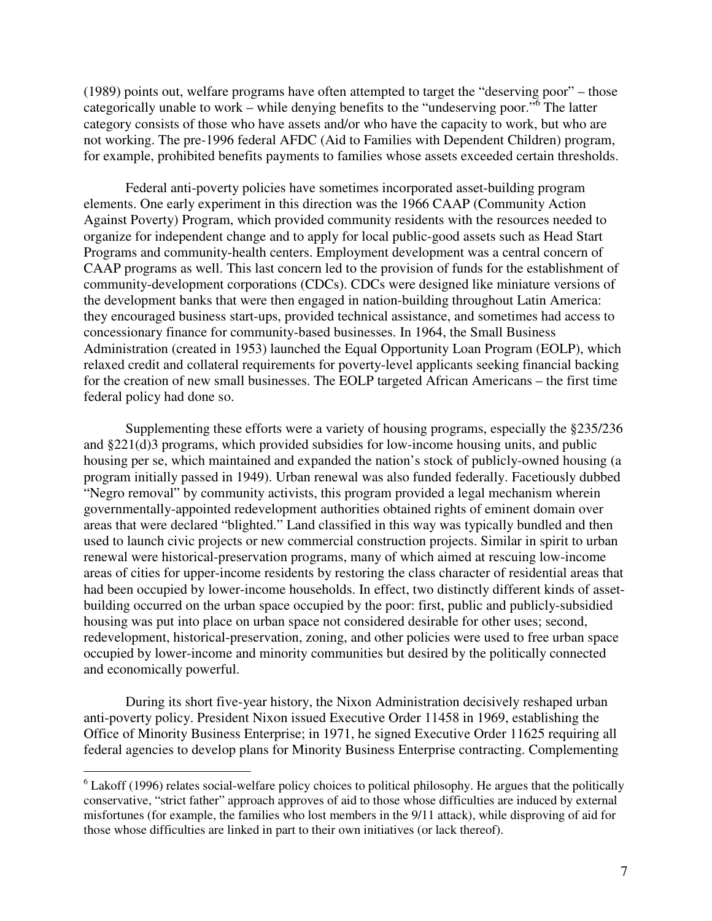(1989) points out, welfare programs have often attempted to target the "deserving poor" – those categorically unable to work – while denying benefits to the "undeserving poor."[6] The latter category consists of those who have assets and/or who have the capacity to work, but who are not working. The pre-1996 federal AFDC (Aid to Families with Dependent Children) program, for example, prohibited benefits payments to families whose assets exceeded certain thresholds.

Federal anti-poverty policies have sometimes incorporated asset-building program elements. One early experiment in this direction was the 1966 CAAP (Community Action Against Poverty) Program, which provided community residents with the resources needed to organize for independent change and to apply for local public-good assets such as Head Start Programs and community-health centers. Employment development was a central concern of CAAP programs as well. This last concern led to the provision of funds for the establishment of community-development corporations (CDCs). CDCs were designed like miniature versions of the development banks that were then engaged in nation-building throughout Latin America: they encouraged business start-ups, provided technical assistance, and sometimes had access to concessionary finance for community-based businesses. In 1964, the Small Business Administration (created in 1953) launched the Equal Opportunity Loan Program (EOLP), which relaxed credit and collateral requirements for poverty-level applicants seeking financial backing for the creation of new small businesses. The EOLP targeted African Americans – the first time federal policy had done so.

Supplementing these efforts were a variety of housing programs, especially the §235/236 and §221(d)3 programs, which provided subsidies for low-income housing units, and public housing per se, which maintained and expanded the nation's stock of publicly-owned housing (a program initially passed in 1949). Urban renewal was also funded federally. Facetiously dubbed "Negro removal" by community activists, this program provided a legal mechanism wherein governmentally-appointed redevelopment authorities obtained rights of eminent domain over areas that were declared "blighted." Land classified in this way was typically bundled and then used to launch civic projects or new commercial construction projects. Similar in spirit to urban renewal were historical-preservation programs, many of which aimed at rescuing low-income areas of cities for upper-income residents by restoring the class character of residential areas that had been occupied by lower-income households. In effect, two distinctly different kinds of asset-building occurred on the urban space occupied by the poor: first, public and publicly-subsidied housing was put into place on urban space not considered desirable for other uses; second, redevelopment, historical-preservation, zoning, and other policies were used to free urban space occupied by lower-income and minority communities but desired by the politically connected and economically powerful.

During its short five-year history, the Nixon Administration decisively reshaped urban anti-poverty policy. President Nixon issued Executive Order 11458 in 1969, establishing the Office of Minority Business Enterprise; in 1971, he signed Executive Order 11625 requiring all federal agencies to develop plans for Minority Business Enterprise contracting. Complementing

[6] Lakoff (1996) relates social-welfare policy choices to political philosophy. He argues that the politically conservative, "strict father" approach approves of aid to those whose difficulties are induced by external misfortunes (for example, the families who lost members in the 9/11 attack), while disproving of aid for those whose difficulties are linked in part to their own initiatives (or lack thereof).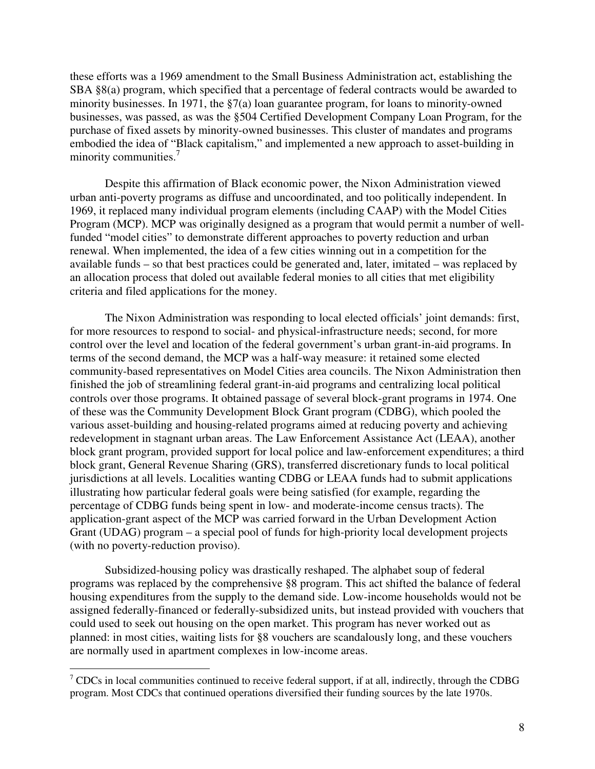these efforts was a 1969 amendment to the Small Business Administration act, establishing the SBA §8(a) program, which specified that a percentage of federal contracts would be awarded to minority businesses. In 1971, the §7(a) loan guarantee program, for loans to minority-owned businesses, was passed, as was the §504 Certified Development Company Loan Program, for the purchase of fixed assets by minority-owned businesses. This cluster of mandates and programs embodied the idea of "Black capitalism," and implemented a new approach to asset-building in minority communities.[7]

Despite this affirmation of Black economic power, the Nixon Administration viewed urban anti-poverty programs as diffuse and uncoordinated, and too politically independent. In 1969, it replaced many individual program elements (including CAAP) with the Model Cities Program (MCP). MCP was originally designed as a program that would permit a number of well-funded "model cities" to demonstrate different approaches to poverty reduction and urban renewal. When implemented, the idea of a few cities winning out in a competition for the available funds – so that best practices could be generated and, later, imitated – was replaced by an allocation process that doled out available federal monies to all cities that met eligibility criteria and filed applications for the money.

The Nixon Administration was responding to local elected officials' joint demands: first, for more resources to respond to social- and physical-infrastructure needs; second, for more control over the level and location of the federal government's urban grant-in-aid programs. In terms of the second demand, the MCP was a half-way measure: it retained some elected community-based representatives on Model Cities area councils. The Nixon Administration then finished the job of streamlining federal grant-in-aid programs and centralizing local political controls over those programs. It obtained passage of several block-grant programs in 1974. One of these was the Community Development Block Grant program (CDBG), which pooled the various asset-building and housing-related programs aimed at reducing poverty and achieving redevelopment in stagnant urban areas. The Law Enforcement Assistance Act (LEAA), another block grant program, provided support for local police and law-enforcement expenditures; a third block grant, General Revenue Sharing (GRS), transferred discretionary funds to local political jurisdictions at all levels. Localities wanting CDBG or LEAA funds had to submit applications illustrating how particular federal goals were being satisfied (for example, regarding the percentage of CDBG funds being spent in low- and moderate-income census tracts). The application-grant aspect of the MCP was carried forward in the Urban Development Action Grant (UDAG) program – a special pool of funds for high-priority local development projects (with no poverty-reduction proviso).

Subsidized-housing policy was drastically reshaped. The alphabet soup of federal programs was replaced by the comprehensive §8 program. This act shifted the balance of federal housing expenditures from the supply to the demand side. Low-income households would not be assigned federally-financed or federally-subsidized units, but instead provided with vouchers that could used to seek out housing on the open market. This program has never worked out as planned: in most cities, waiting lists for §8 vouchers are scandalously long, and these vouchers are normally used in apartment complexes in low-income areas.

---

[7] CDCs in local communities continued to receive federal support, if at all, indirectly, through the CDBG program. Most CDCs that continued operations diversified their funding sources by the late 1970s.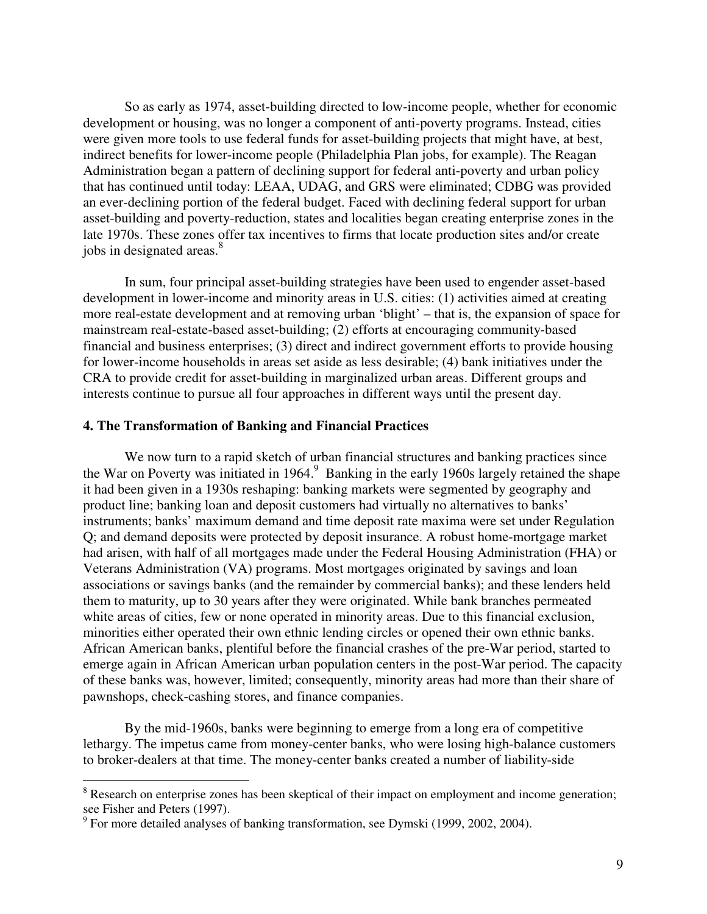So as early as 1974, asset-building directed to low-income people, whether for economic development or housing, was no longer a component of anti-poverty programs. Instead, cities were given more tools to use federal funds for asset-building projects that might have, at best, indirect benefits for lower-income people (Philadelphia Plan jobs, for example). The Reagan Administration began a pattern of declining support for federal anti-poverty and urban policy that has continued until today: LEAA, UDAG, and GRS were eliminated; CDBG was provided an ever-declining portion of the federal budget. Faced with declining federal support for urban asset-building and poverty-reduction, states and localities began creating enterprise zones in the late 1970s. These zones offer tax incentives to firms that locate production sites and/or create jobs in designated areas.[8]

In sum, four principal asset-building strategies have been used to engender asset-based development in lower-income and minority areas in U.S. cities: (1) activities aimed at creating more real-estate development and at removing urban 'blight' – that is, the expansion of space for mainstream real-estate-based asset-building; (2) efforts at encouraging community-based financial and business enterprises; (3) direct and indirect government efforts to provide housing for lower-income households in areas set aside as less desirable; (4) bank initiatives under the CRA to provide credit for asset-building in marginalized urban areas. Different groups and interests continue to pursue all four approaches in different ways until the present day.

## 4. The Transformation of Banking and Financial Practices

We now turn to a rapid sketch of urban financial structures and banking practices since the War on Poverty was initiated in 1964.[9] Banking in the early 1960s largely retained the shape it had been given in a 1930s reshaping: banking markets were segmented by geography and product line; banking loan and deposit customers had virtually no alternatives to banks' instruments; banks' maximum demand and time deposit rate maxima were set under Regulation Q; and demand deposits were protected by deposit insurance. A robust home-mortgage market had arisen, with half of all mortgages made under the Federal Housing Administration (FHA) or Veterans Administration (VA) programs. Most mortgages originated by savings and loan associations or savings banks (and the remainder by commercial banks); and these lenders held them to maturity, up to 30 years after they were originated. While bank branches permeated white areas of cities, few or none operated in minority areas. Due to this financial exclusion, minorities either operated their own ethnic lending circles or opened their own ethnic banks. African American banks, plentiful before the financial crashes of the pre-War period, started to emerge again in African American urban population centers in the post-War period. The capacity of these banks was, however, limited; consequently, minority areas had more than their share of pawnshops, check-cashing stores, and finance companies.

By the mid-1960s, banks were beginning to emerge from a long era of competitive lethargy. The impetus came from money-center banks, who were losing high-balance customers to broker-dealers at that time. The money-center banks created a number of liability-side

---

[8] Research on enterprise zones has been skeptical of their impact on employment and income generation; see Fisher and Peters (1997).

[9] For more detailed analyses of banking transformation, see Dymski (1999, 2002, 2004).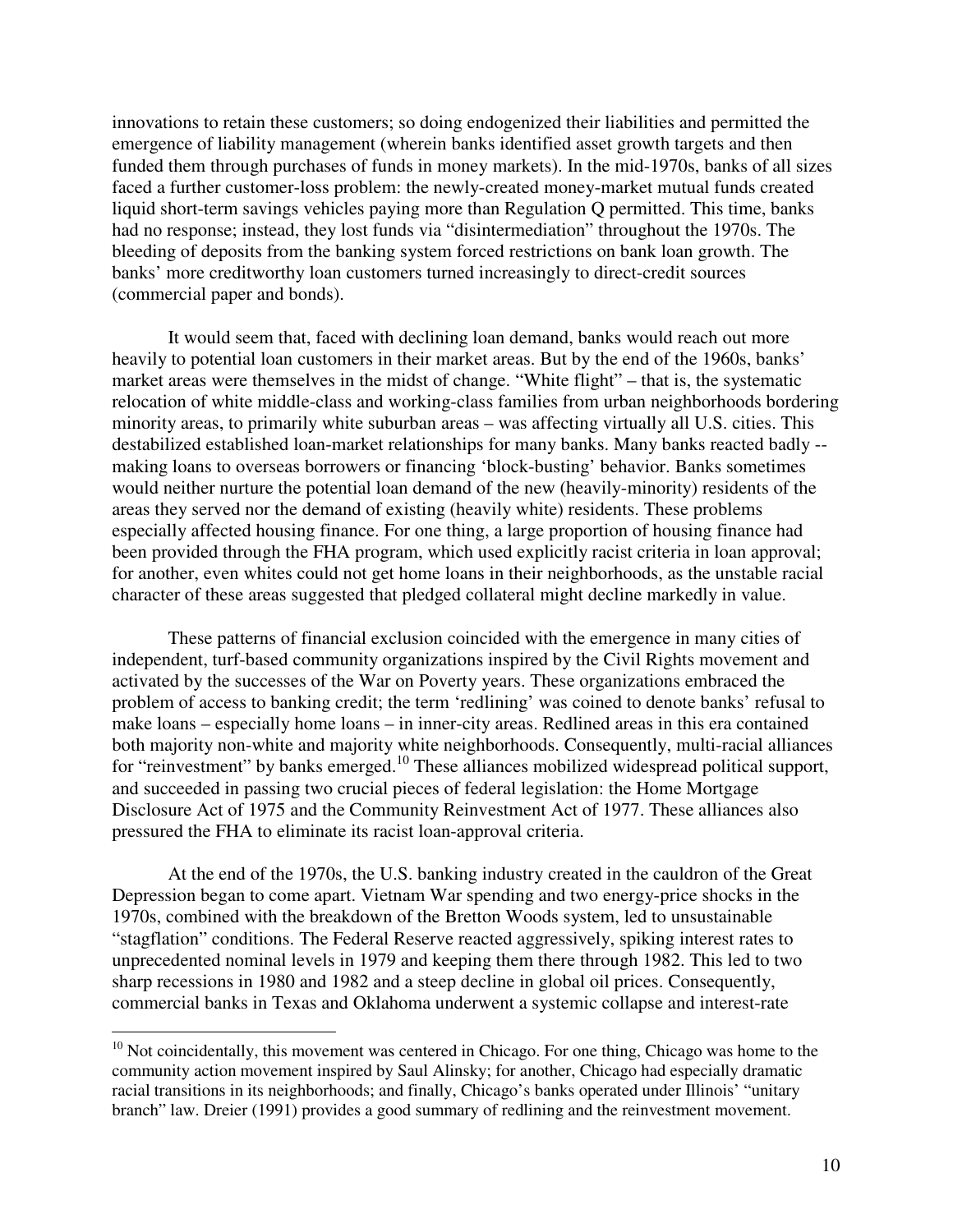innovations to retain these customers; so doing endogenized their liabilities and permitted the emergence of liability management (wherein banks identified asset growth targets and then funded them through purchases of funds in money markets). In the mid-1970s, banks of all sizes faced a further customer-loss problem: the newly-created money-market mutual funds created liquid short-term savings vehicles paying more than Regulation Q permitted. This time, banks had no response; instead, they lost funds via "disintermediation" throughout the 1970s. The bleeding of deposits from the banking system forced restrictions on bank loan growth. The banks' more creditworthy loan customers turned increasingly to direct-credit sources (commercial paper and bonds).

It would seem that, faced with declining loan demand, banks would reach out more heavily to potential loan customers in their market areas. But by the end of the 1960s, banks' market areas were themselves in the midst of change. "White flight" – that is, the systematic relocation of white middle-class and working-class families from urban neighborhoods bordering minority areas, to primarily white suburban areas – was affecting virtually all U.S. cities. This destabilized established loan-market relationships for many banks. Many banks reacted badly -- making loans to overseas borrowers or financing 'block-busting' behavior. Banks sometimes would neither nurture the potential loan demand of the new (heavily-minority) residents of the areas they served nor the demand of existing (heavily white) residents. These problems especially affected housing finance. For one thing, a large proportion of housing finance had been provided through the FHA program, which used explicitly racist criteria in loan approval; for another, even whites could not get home loans in their neighborhoods, as the unstable racial character of these areas suggested that pledged collateral might decline markedly in value.

These patterns of financial exclusion coincided with the emergence in many cities of independent, turf-based community organizations inspired by the Civil Rights movement and activated by the successes of the War on Poverty years. These organizations embraced the problem of access to banking credit; the term 'redlining' was coined to denote banks' refusal to make loans – especially home loans – in inner-city areas. Redlined areas in this era contained both majority non-white and majority white neighborhoods. Consequently, multi-racial alliances for "reinvestment" by banks emerged.[10] These alliances mobilized widespread political support, and succeeded in passing two crucial pieces of federal legislation: the Home Mortgage Disclosure Act of 1975 and the Community Reinvestment Act of 1977. These alliances also pressured the FHA to eliminate its racist loan-approval criteria.

At the end of the 1970s, the U.S. banking industry created in the cauldron of the Great Depression began to come apart. Vietnam War spending and two energy-price shocks in the 1970s, combined with the breakdown of the Bretton Woods system, led to unsustainable "stagflation" conditions. The Federal Reserve reacted aggressively, spiking interest rates to unprecedented nominal levels in 1979 and keeping them there through 1982. This led to two sharp recessions in 1980 and 1982 and a steep decline in global oil prices. Consequently, commercial banks in Texas and Oklahoma underwent a systemic collapse and interest-rate

[10] Not coincidentally, this movement was centered in Chicago. For one thing, Chicago was home to the community action movement inspired by Saul Alinsky; for another, Chicago had especially dramatic racial transitions in its neighborhoods; and finally, Chicago's banks operated under Illinois' "unitary branch" law. Dreier (1991) provides a good summary of redlining and the reinvestment movement.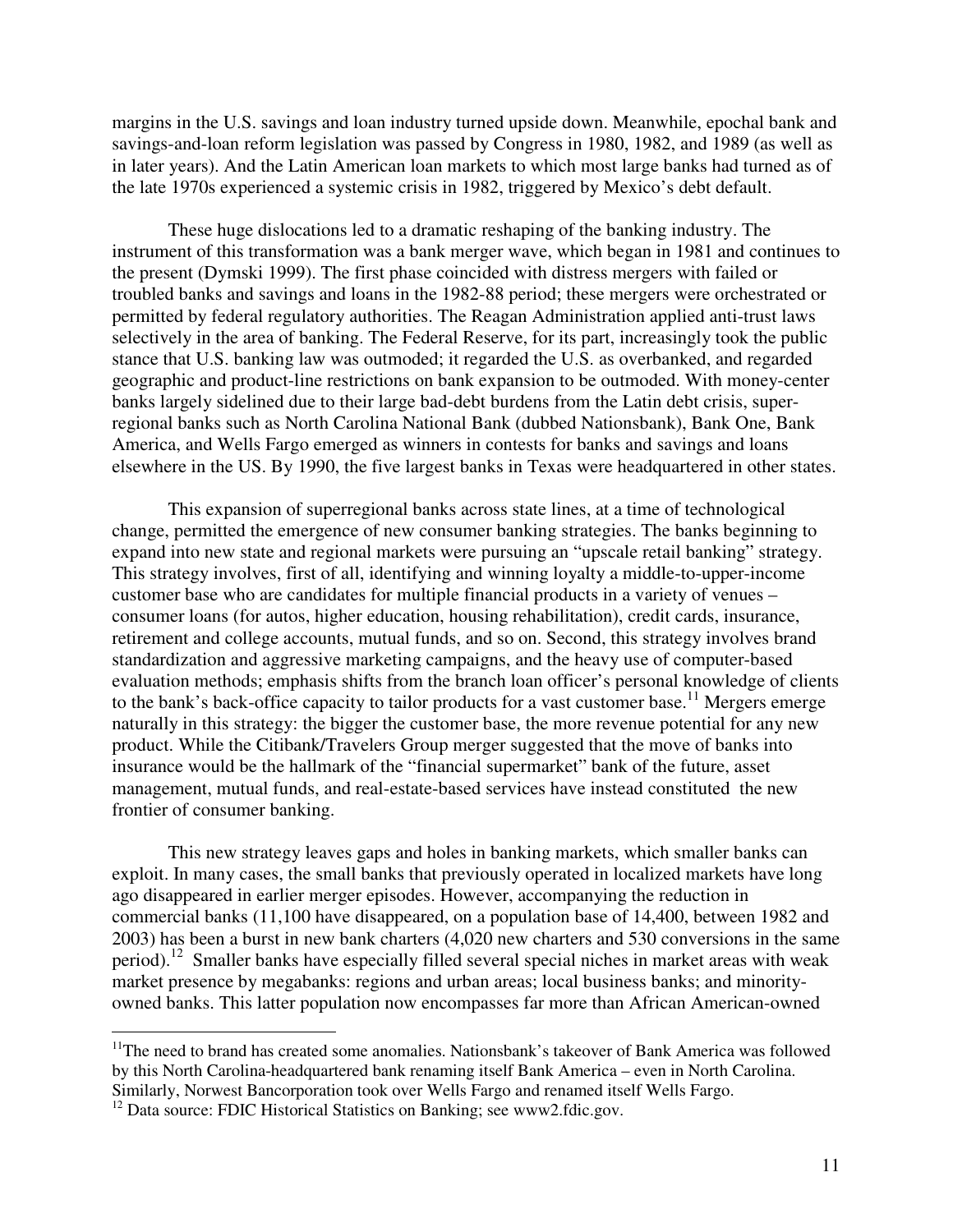margins in the U.S. savings and loan industry turned upside down. Meanwhile, epochal bank and savings-and-loan reform legislation was passed by Congress in 1980, 1982, and 1989 (as well as in later years). And the Latin American loan markets to which most large banks had turned as of the late 1970s experienced a systemic crisis in 1982, triggered by Mexico's debt default.

These huge dislocations led to a dramatic reshaping of the banking industry. The instrument of this transformation was a bank merger wave, which began in 1981 and continues to the present (Dymski 1999). The first phase coincided with distress mergers with failed or troubled banks and savings and loans in the 1982-88 period; these mergers were orchestrated or permitted by federal regulatory authorities. The Reagan Administration applied anti-trust laws selectively in the area of banking. The Federal Reserve, for its part, increasingly took the public stance that U.S. banking law was outmoded; it regarded the U.S. as overbanked, and regarded geographic and product-line restrictions on bank expansion to be outmoded. With money-center banks largely sidelined due to their large bad-debt burdens from the Latin debt crisis, super-regional banks such as North Carolina National Bank (dubbed Nationsbank), Bank One, Bank America, and Wells Fargo emerged as winners in contests for banks and savings and loans elsewhere in the US. By 1990, the five largest banks in Texas were headquartered in other states.

This expansion of superregional banks across state lines, at a time of technological change, permitted the emergence of new consumer banking strategies. The banks beginning to expand into new state and regional markets were pursuing an "upscale retail banking" strategy. This strategy involves, first of all, identifying and winning loyalty a middle-to-upper-income customer base who are candidates for multiple financial products in a variety of venues – consumer loans (for autos, higher education, housing rehabilitation), credit cards, insurance, retirement and college accounts, mutual funds, and so on. Second, this strategy involves brand standardization and aggressive marketing campaigns, and the heavy use of computer-based evaluation methods; emphasis shifts from the branch loan officer's personal knowledge of clients to the bank's back-office capacity to tailor products for a vast customer base.[11] Mergers emerge naturally in this strategy: the bigger the customer base, the more revenue potential for any new product. While the Citibank/Travelers Group merger suggested that the move of banks into insurance would be the hallmark of the "financial supermarket" bank of the future, asset management, mutual funds, and real-estate-based services have instead constituted the new frontier of consumer banking.

This new strategy leaves gaps and holes in banking markets, which smaller banks can exploit. In many cases, the small banks that previously operated in localized markets have long ago disappeared in earlier merger episodes. However, accompanying the reduction in commercial banks (11,100 have disappeared, on a population base of 14,400, between 1982 and 2003) has been a burst in new bank charters (4,020 new charters and 530 conversions in the same period).[12] Smaller banks have especially filled several special niches in market areas with weak market presence by megabanks: regions and urban areas; local business banks; and minority-owned banks. This latter population now encompasses far more than African American-owned

[11] The need to brand has created some anomalies. Nationsbank's takeover of Bank America was followed by this North Carolina-headquartered bank renaming itself Bank America – even in North Carolina. Similarly, Norwest Bancorporation took over Wells Fargo and renamed itself Wells Fargo.

[12] Data source: FDIC Historical Statistics on Banking; see www2.fdic.gov.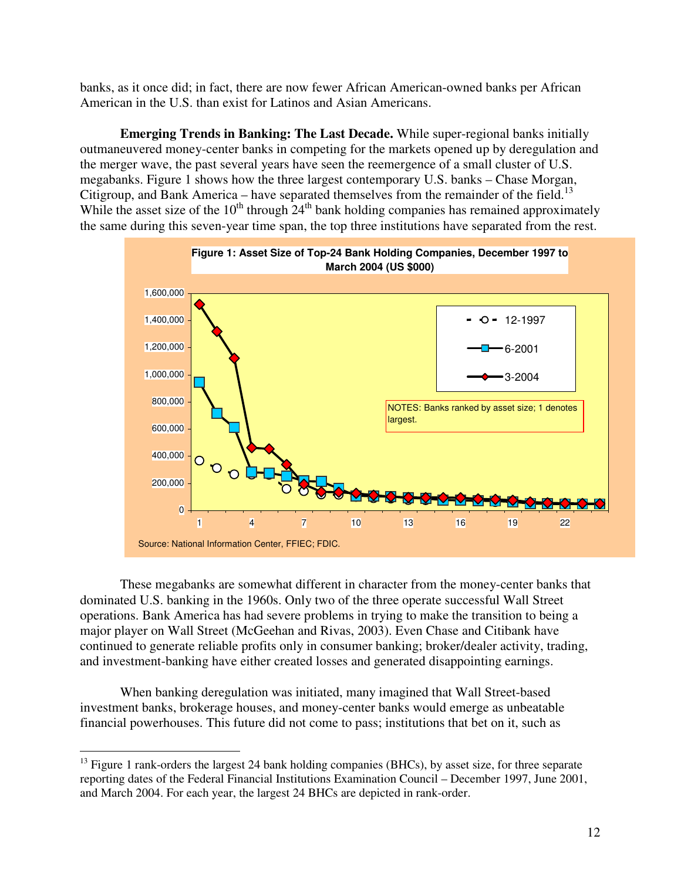banks, as it once did; in fact, there are now fewer African American-owned banks per African American in the U.S. than exist for Latinos and Asian Americans.

**Emerging Trends in Banking: The Last Decade.** While super-regional banks initially outmaneuvered money-center banks in competing for the markets opened up by deregulation and the merger wave, the past several years have seen the reemergence of a small cluster of U.S. megabanks. Figure 1 shows how the three largest contemporary U.S. banks – Chase Morgan, Citigroup, and Bank America – have separated themselves from the remainder of the field.[13] While the asset size of the 10th through 24th bank holding companies has remained approximately the same during this seven-year time span, the top three institutions have separated from the rest.

**Figure 1: Asset Size of Top-24 Bank Holding Companies, December 1997 to March 2004 (US $000)**

NOTES: Banks ranked by asset size; 1 denotes largest.

Source: National Information Center, FFIEC; FDIC.

These megabanks are somewhat different in character from the money-center banks that dominated U.S. banking in the 1960s. Only two of the three operate successful Wall Street operations. Bank America has had severe problems in trying to make the transition to being a major player on Wall Street (McGeehan and Rivas, 2003). Even Chase and Citibank have continued to generate reliable profits only in consumer banking; broker/dealer activity, trading, and investment-banking have either created losses and generated disappointing earnings.

When banking deregulation was initiated, many imagined that Wall Street-based investment banks, brokerage houses, and money-center banks would emerge as unbeatable financial powerhouses. This future did not come to pass; institutions that bet on it, such as

---

[13] Figure 1 rank-orders the largest 24 bank holding companies (BHCs), by asset size, for three separate reporting dates of the Federal Financial Institutions Examination Council – December 1997, June 2001, and March 2004. For each year, the largest 24 BHCs are depicted in rank-order.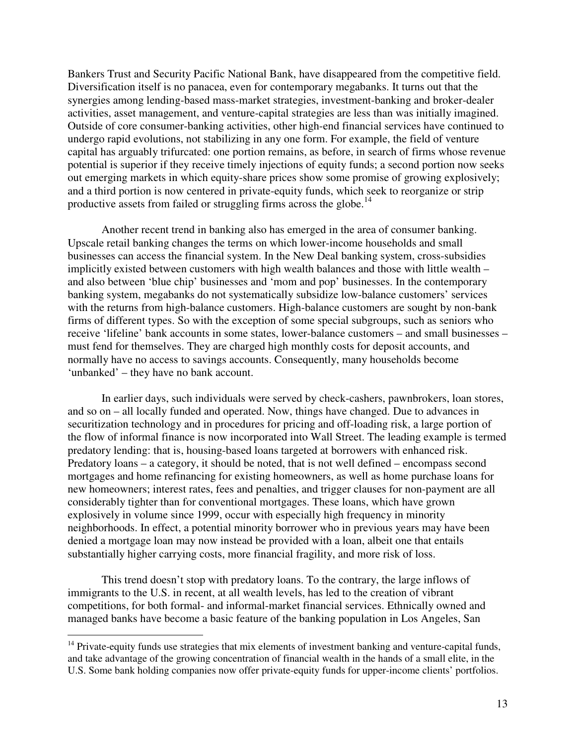Bankers Trust and Security Pacific National Bank, have disappeared from the competitive field. Diversification itself is no panacea, even for contemporary megabanks. It turns out that the synergies among lending-based mass-market strategies, investment-banking and broker-dealer activities, asset management, and venture-capital strategies are less than was initially imagined. Outside of core consumer-banking activities, other high-end financial services have continued to undergo rapid evolutions, not stabilizing in any one form. For example, the field of venture capital has arguably trifurcated: one portion remains, as before, in search of firms whose revenue potential is superior if they receive timely injections of equity funds; a second portion now seeks out emerging markets in which equity-share prices show some promise of growing explosively; and a third portion is now centered in private-equity funds, which seek to reorganize or strip productive assets from failed or struggling firms across the globe.[14]

Another recent trend in banking also has emerged in the area of consumer banking. Upscale retail banking changes the terms on which lower-income households and small businesses can access the financial system. In the New Deal banking system, cross-subsidies implicitly existed between customers with high wealth balances and those with little wealth – and also between 'blue chip' businesses and 'mom and pop' businesses. In the contemporary banking system, megabanks do not systematically subsidize low-balance customers' services with the returns from high-balance customers. High-balance customers are sought by non-bank firms of different types. So with the exception of some special subgroups, such as seniors who receive 'lifeline' bank accounts in some states, lower-balance customers – and small businesses – must fend for themselves. They are charged high monthly costs for deposit accounts, and normally have no access to savings accounts. Consequently, many households become 'unbanked' – they have no bank account.

In earlier days, such individuals were served by check-cashers, pawnbrokers, loan stores, and so on – all locally funded and operated. Now, things have changed. Due to advances in securitization technology and in procedures for pricing and off-loading risk, a large portion of the flow of informal finance is now incorporated into Wall Street. The leading example is termed predatory lending: that is, housing-based loans targeted at borrowers with enhanced risk. Predatory loans – a category, it should be noted, that is not well defined – encompass second mortgages and home refinancing for existing homeowners, as well as home purchase loans for new homeowners; interest rates, fees and penalties, and trigger clauses for non-payment are all considerably tighter than for conventional mortgages. These loans, which have grown explosively in volume since 1999, occur with especially high frequency in minority neighborhoods. In effect, a potential minority borrower who in previous years may have been denied a mortgage loan may now instead be provided with a loan, albeit one that entails substantially higher carrying costs, more financial fragility, and more risk of loss.

This trend doesn't stop with predatory loans. To the contrary, the large inflows of immigrants to the U.S. in recent, at all wealth levels, has led to the creation of vibrant competitions, for both formal- and informal-market financial services. Ethnically owned and managed banks have become a basic feature of the banking population in Los Angeles, San

---

[14] Private-equity funds use strategies that mix elements of investment banking and venture-capital funds, and take advantage of the growing concentration of financial wealth in the hands of a small elite, in the U.S. Some bank holding companies now offer private-equity funds for upper-income clients' portfolios.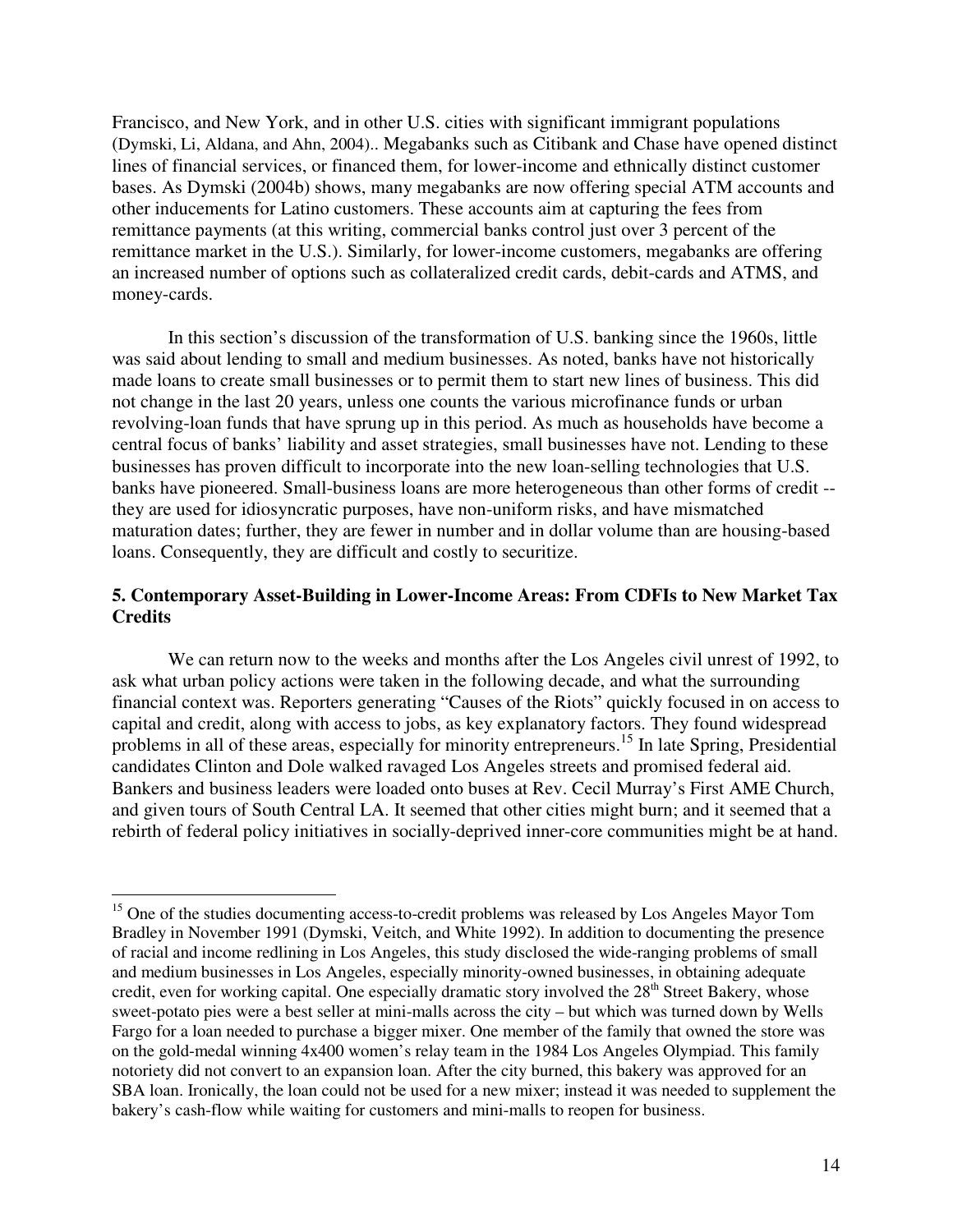Francisco, and New York, and in other U.S. cities with significant immigrant populations (Dymski, Li, Aldana, and Ahn, 2004).. Megabanks such as Citibank and Chase have opened distinct lines of financial services, or financed them, for lower-income and ethnically distinct customer bases. As Dymski (2004b) shows, many megabanks are now offering special ATM accounts and other inducements for Latino customers. These accounts aim at capturing the fees from remittance payments (at this writing, commercial banks control just over 3 percent of the remittance market in the U.S.). Similarly, for lower-income customers, megabanks are offering an increased number of options such as collateralized credit cards, debit-cards and ATMS, and money-cards.

In this section's discussion of the transformation of U.S. banking since the 1960s, little was said about lending to small and medium businesses. As noted, banks have not historically made loans to create small businesses or to permit them to start new lines of business. This did not change in the last 20 years, unless one counts the various microfinance funds or urban revolving-loan funds that have sprung up in this period. As much as households have become a central focus of banks' liability and asset strategies, small businesses have not. Lending to these businesses has proven difficult to incorporate into the new loan-selling technologies that U.S. banks have pioneered. Small-business loans are more heterogeneous than other forms of credit -- they are used for idiosyncratic purposes, have non-uniform risks, and have mismatched maturation dates; further, they are fewer in number and in dollar volume than are housing-based loans. Consequently, they are difficult and costly to securitize.

## 5. Contemporary Asset-Building in Lower-Income Areas: From CDFIs to New Market Tax Credits

We can return now to the weeks and months after the Los Angeles civil unrest of 1992, to ask what urban policy actions were taken in the following decade, and what the surrounding financial context was. Reporters generating "Causes of the Riots" quickly focused in on access to capital and credit, along with access to jobs, as key explanatory factors. They found widespread problems in all of these areas, especially for minority entrepreneurs.[15] In late Spring, Presidential candidates Clinton and Dole walked ravaged Los Angeles streets and promised federal aid. Bankers and business leaders were loaded onto buses at Rev. Cecil Murray's First AME Church, and given tours of South Central LA. It seemed that other cities might burn; and it seemed that a rebirth of federal policy initiatives in socially-deprived inner-core communities might be at hand.

---

[15] One of the studies documenting access-to-credit problems was released by Los Angeles Mayor Tom Bradley in November 1991 (Dymski, Veitch, and White 1992). In addition to documenting the presence of racial and income redlining in Los Angeles, this study disclosed the wide-ranging problems of small and medium businesses in Los Angeles, especially minority-owned businesses, in obtaining adequate credit, even for working capital. One especially dramatic story involved the 28th Street Bakery, whose sweet-potato pies were a best seller at mini-malls across the city – but which was turned down by Wells Fargo for a loan needed to purchase a bigger mixer. One member of the family that owned the store was on the gold-medal winning 4x400 women's relay team in the 1984 Los Angeles Olympiad. This family notoriety did not convert to an expansion loan. After the city burned, this bakery was approved for an SBA loan. Ironically, the loan could not be used for a new mixer; instead it was needed to supplement the bakery's cash-flow while waiting for customers and mini-malls to reopen for business.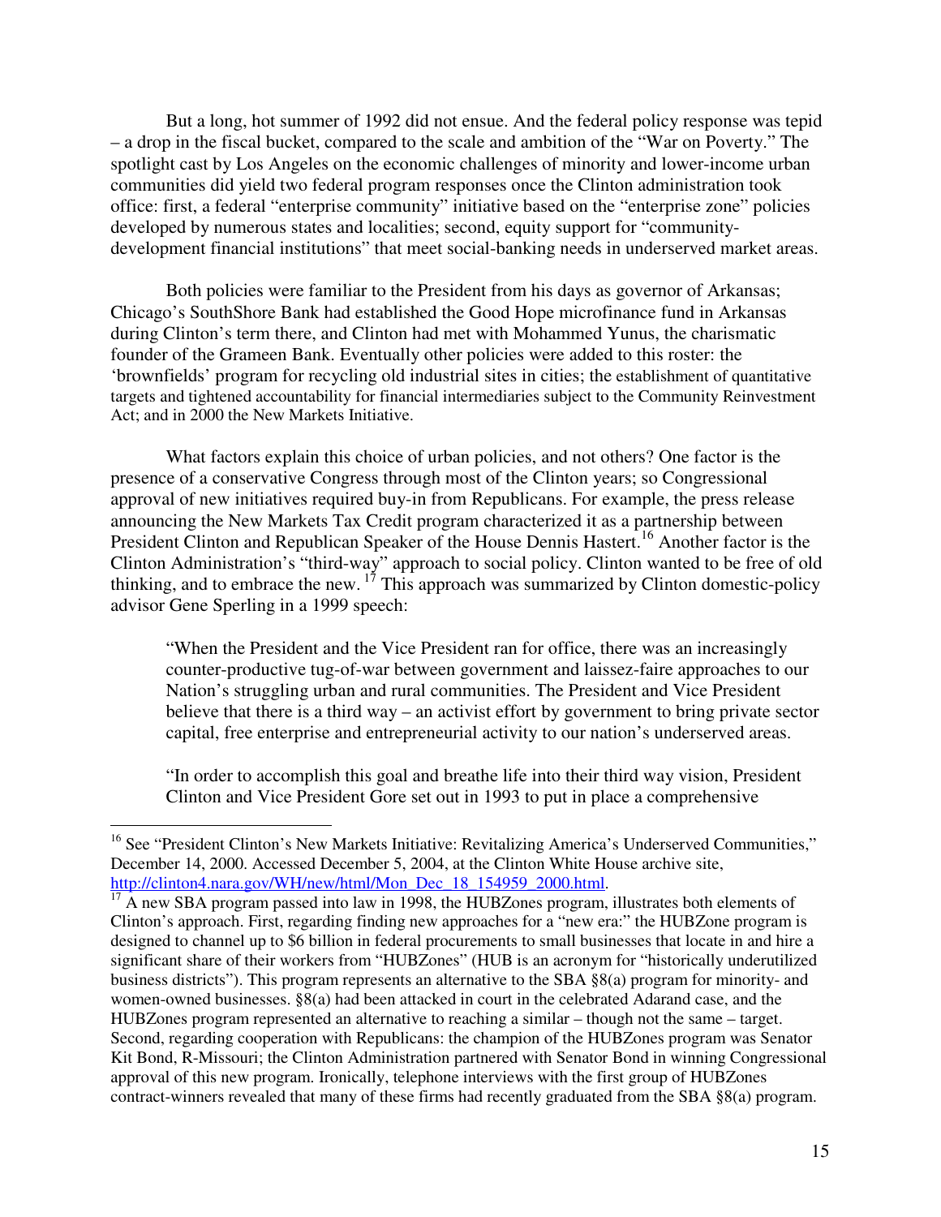But a long, hot summer of 1992 did not ensue. And the federal policy response was tepid – a drop in the fiscal bucket, compared to the scale and ambition of the "War on Poverty." The spotlight cast by Los Angeles on the economic challenges of minority and lower-income urban communities did yield two federal program responses once the Clinton administration took office: first, a federal "enterprise community" initiative based on the "enterprise zone" policies developed by numerous states and localities; second, equity support for "community-development financial institutions" that meet social-banking needs in underserved market areas.

Both policies were familiar to the President from his days as governor of Arkansas; Chicago's SouthShore Bank had established the Good Hope microfinance fund in Arkansas during Clinton's term there, and Clinton had met with Mohammed Yunus, the charismatic founder of the Grameen Bank. Eventually other policies were added to this roster: the 'brownfields' program for recycling old industrial sites in cities; the establishment of quantitative targets and tightened accountability for financial intermediaries subject to the Community Reinvestment Act; and in 2000 the New Markets Initiative.

What factors explain this choice of urban policies, and not others? One factor is the presence of a conservative Congress through most of the Clinton years; so Congressional approval of new initiatives required buy-in from Republicans. For example, the press release announcing the New Markets Tax Credit program characterized it as a partnership between President Clinton and Republican Speaker of the House Dennis Hastert.[16] Another factor is the Clinton Administration's "third-way" approach to social policy. Clinton wanted to be free of old thinking, and to embrace the new.[17] This approach was summarized by Clinton domestic-policy advisor Gene Sperling in a 1999 speech:

> "When the President and the Vice President ran for office, there was an increasingly counter-productive tug-of-war between government and laissez-faire approaches to our Nation's struggling urban and rural communities. The President and Vice President believe that there is a third way – an activist effort by government to bring private sector capital, free enterprise and entrepreneurial activity to our nation's underserved areas.
>
> "In order to accomplish this goal and breathe life into their third way vision, President Clinton and Vice President Gore set out in 1993 to put in place a comprehensive

---

[16] See "President Clinton's New Markets Initiative: Revitalizing America's Underserved Communities," December 14, 2000. Accessed December 5, 2004, at the Clinton White House archive site, http://clinton4.nara.gov/WH/new/html/Mon_Dec_18_154959_2000.html.

[17] A new SBA program passed into law in 1998, the HUBZones program, illustrates both elements of Clinton's approach. First, regarding finding new approaches for a "new era:" the HUBZone program is designed to channel up to $6 billion in federal procurements to small businesses that locate in and hire a significant share of their workers from "HUBZones" (HUB is an acronym for "historically underutilized business districts"). This program represents an alternative to the SBA §8(a) program for minority- and women-owned businesses. §8(a) had been attacked in court in the celebrated Adarand case, and the HUBZones program represented an alternative to reaching a similar – though not the same – target. Second, regarding cooperation with Republicans: the champion of the HUBZones program was Senator Kit Bond, R-Missouri; the Clinton Administration partnered with Senator Bond in winning Congressional approval of this new program. Ironically, telephone interviews with the first group of HUBZones contract-winners revealed that many of these firms had recently graduated from the SBA §8(a) program.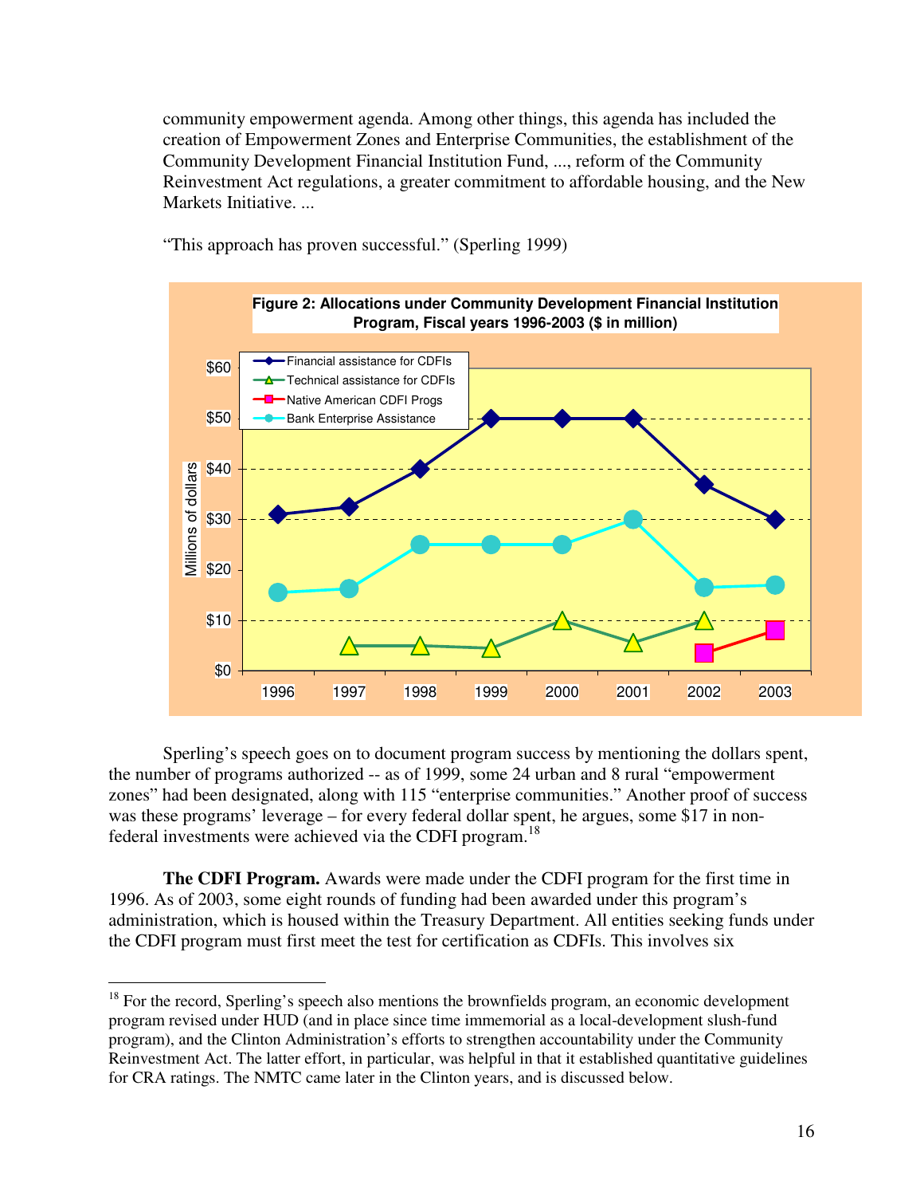community empowerment agenda. Among other things, this agenda has included the creation of Empowerment Zones and Enterprise Communities, the establishment of the Community Development Financial Institution Fund, ..., reform of the Community Reinvestment Act regulations, a greater commitment to affordable housing, and the New Markets Initiative. ...

"This approach has proven successful." (Sperling 1999)

**Figure 2: Allocations under Community Development Financial Institution Program, Fiscal years 1996-2003 ($ in million)**

Sperling's speech goes on to document program success by mentioning the dollars spent, the number of programs authorized -- as of 1999, some 24 urban and 8 rural "empowerment zones" had been designated, along with 115 "enterprise communities." Another proof of success was these programs' leverage – for every federal dollar spent, he argues, some $17 in non-federal investments were achieved via the CDFI program.[18]

**The CDFI Program.** Awards were made under the CDFI program for the first time in 1996. As of 2003, some eight rounds of funding had been awarded under this program's administration, which is housed within the Treasury Department. All entities seeking funds under the CDFI program must first meet the test for certification as CDFIs. This involves six

[18] For the record, Sperling's speech also mentions the brownfields program, an economic development program revised under HUD (and in place since time immemorial as a local-development slush-fund program), and the Clinton Administration's efforts to strengthen accountability under the Community Reinvestment Act. The latter effort, in particular, was helpful in that it established quantitative guidelines for CRA ratings. The NMTC came later in the Clinton years, and is discussed below.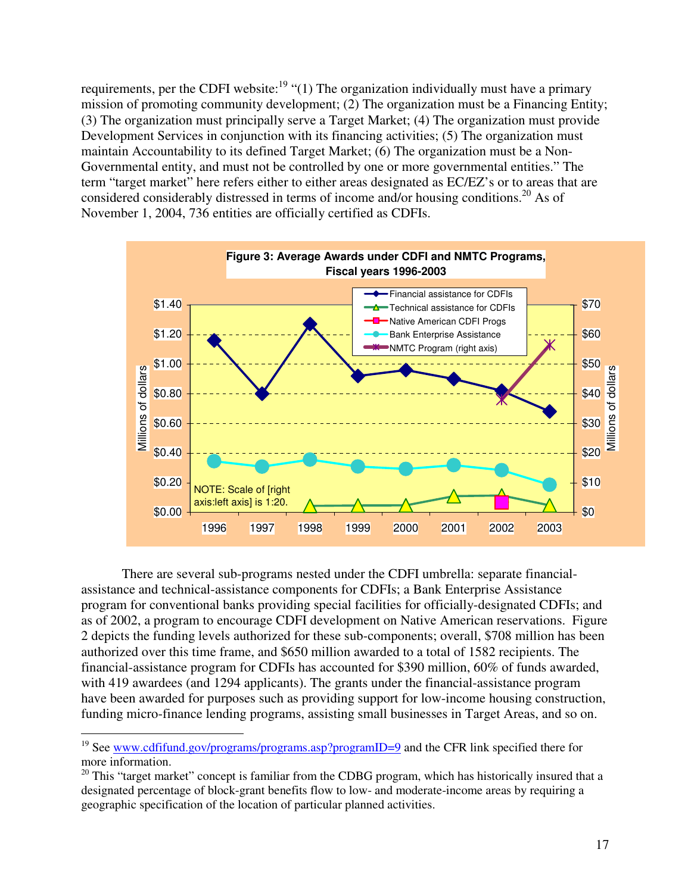requirements, per the CDFI website:[19] "(1) The organization individually must have a primary mission of promoting community development; (2) The organization must be a Financing Entity; (3) The organization must principally serve a Target Market; (4) The organization must provide Development Services in conjunction with its financing activities; (5) The organization must maintain Accountability to its defined Target Market; (6) The organization must be a Non-Governmental entity, and must not be controlled by one or more governmental entities." The term "target market" here refers either to either areas designated as EC/EZ's or to areas that are considered considerably distressed in terms of income and/or housing conditions.[20] As of November 1, 2004, 736 entities are officially certified as CDFIs.

**Figure 3: Average Awards under CDFI and NMTC Programs, Fiscal years 1996-2003**

There are several sub-programs nested under the CDFI umbrella: separate financial-assistance and technical-assistance components for CDFIs; a Bank Enterprise Assistance program for conventional banks providing special facilities for officially-designated CDFIs; and as of 2002, a program to encourage CDFI development on Native American reservations. Figure 2 depicts the funding levels authorized for these sub-components; overall, $708 million has been authorized over this time frame, and $650 million awarded to a total of 1582 recipients. The financial-assistance program for CDFIs has accounted for $390 million, 60% of funds awarded, with 419 awardees (and 1294 applicants). The grants under the financial-assistance program have been awarded for purposes such as providing support for low-income housing construction, funding micro-finance lending programs, assisting small businesses in Target Areas, and so on.

---

[19] See www.cdfifund.gov/programs/programs.asp?programID=9 and the CFR link specified there for more information.

[20] This "target market" concept is familiar from the CDBG program, which has historically insured that a designated percentage of block-grant benefits flow to low- and moderate-income areas by requiring a geographic specification of the location of particular planned activities.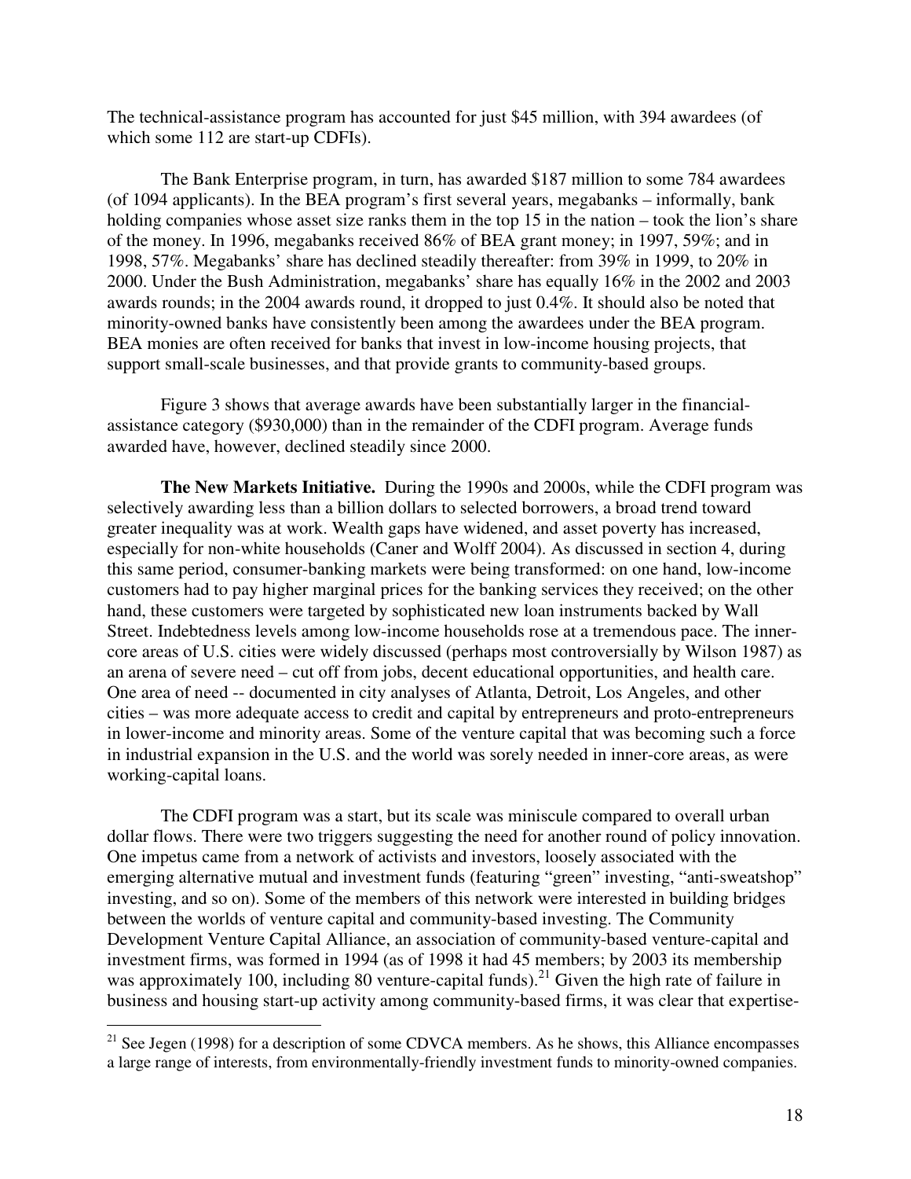The technical-assistance program has accounted for just $45 million, with 394 awardees (of which some 112 are start-up CDFIs).

The Bank Enterprise program, in turn, has awarded $187 million to some 784 awardees (of 1094 applicants). In the BEA program's first several years, megabanks – informally, bank holding companies whose asset size ranks them in the top 15 in the nation – took the lion's share of the money. In 1996, megabanks received 86% of BEA grant money; in 1997, 59%; and in 1998, 57%. Megabanks' share has declined steadily thereafter: from 39% in 1999, to 20% in 2000. Under the Bush Administration, megabanks' share has equally 16% in the 2002 and 2003 awards rounds; in the 2004 awards round, it dropped to just 0.4%. It should also be noted that minority-owned banks have consistently been among the awardees under the BEA program. BEA monies are often received for banks that invest in low-income housing projects, that support small-scale businesses, and that provide grants to community-based groups.

Figure 3 shows that average awards have been substantially larger in the financial-assistance category ($930,000) than in the remainder of the CDFI program. Average funds awarded have, however, declined steadily since 2000.

**The New Markets Initiative.** During the 1990s and 2000s, while the CDFI program was selectively awarding less than a billion dollars to selected borrowers, a broad trend toward greater inequality was at work. Wealth gaps have widened, and asset poverty has increased, especially for non-white households (Caner and Wolff 2004). As discussed in section 4, during this same period, consumer-banking markets were being transformed: on one hand, low-income customers had to pay higher marginal prices for the banking services they received; on the other hand, these customers were targeted by sophisticated new loan instruments backed by Wall Street. Indebtedness levels among low-income households rose at a tremendous pace. The inner-core areas of U.S. cities were widely discussed (perhaps most controversially by Wilson 1987) as an arena of severe need – cut off from jobs, decent educational opportunities, and health care. One area of need -- documented in city analyses of Atlanta, Detroit, Los Angeles, and other cities – was more adequate access to credit and capital by entrepreneurs and proto-entrepreneurs in lower-income and minority areas. Some of the venture capital that was becoming such a force in industrial expansion in the U.S. and the world was sorely needed in inner-core areas, as were working-capital loans.

The CDFI program was a start, but its scale was miniscule compared to overall urban dollar flows. There were two triggers suggesting the need for another round of policy innovation. One impetus came from a network of activists and investors, loosely associated with the emerging alternative mutual and investment funds (featuring "green" investing, "anti-sweatshop" investing, and so on). Some of the members of this network were interested in building bridges between the worlds of venture capital and community-based investing. The Community Development Venture Capital Alliance, an association of community-based venture-capital and investment firms, was formed in 1994 (as of 1998 it had 45 members; by 2003 its membership was approximately 100, including 80 venture-capital funds).[21] Given the high rate of failure in business and housing start-up activity among community-based firms, it was clear that expertise-

[21] See Jegen (1998) for a description of some CDVCA members. As he shows, this Alliance encompasses a large range of interests, from environmentally-friendly investment funds to minority-owned companies.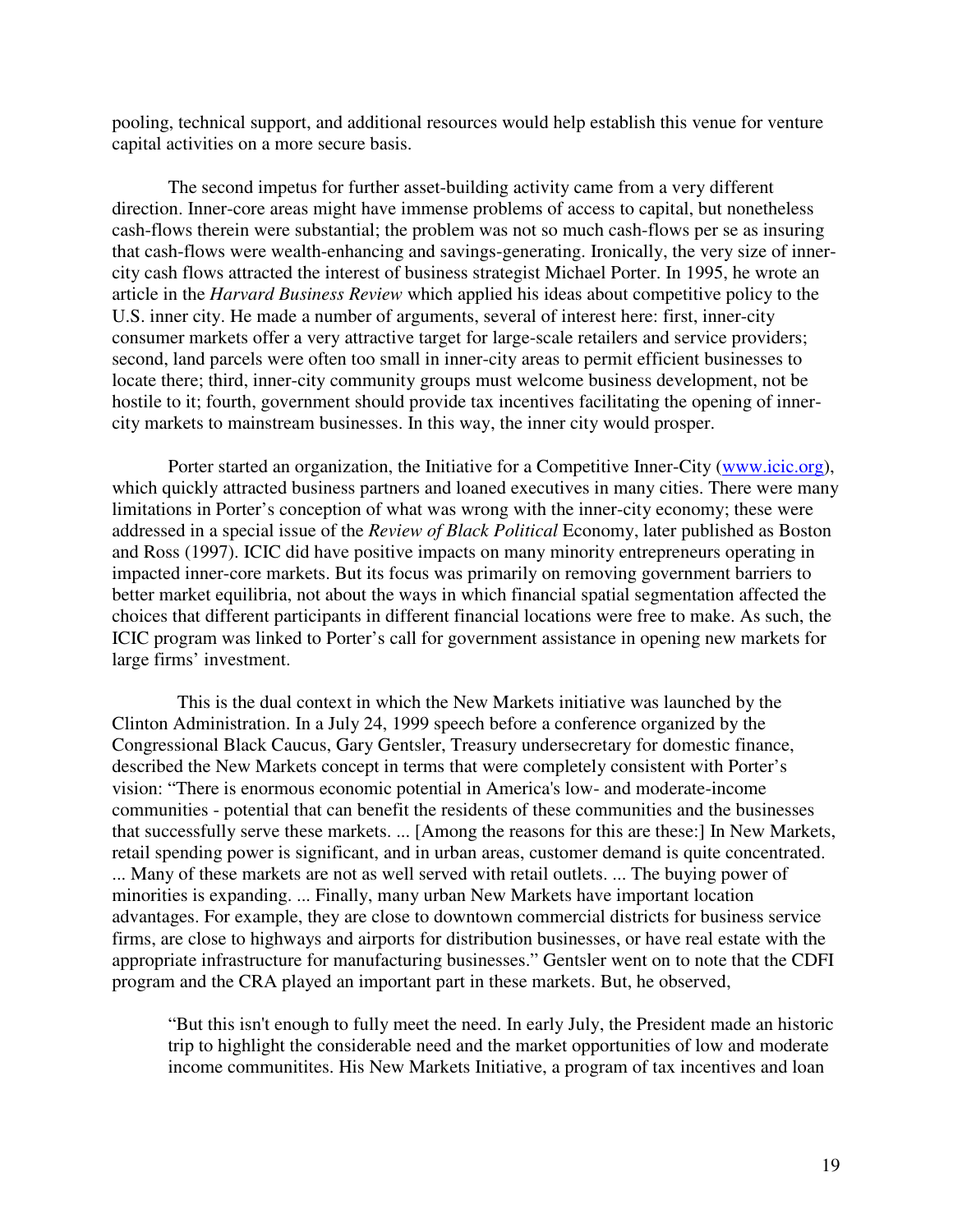pooling, technical support, and additional resources would help establish this venue for venture capital activities on a more secure basis.

The second impetus for further asset-building activity came from a very different direction. Inner-core areas might have immense problems of access to capital, but nonetheless cash-flows therein were substantial; the problem was not so much cash-flows per se as insuring that cash-flows were wealth-enhancing and savings-generating. Ironically, the very size of inner-city cash flows attracted the interest of business strategist Michael Porter. In 1995, he wrote an article in the *Harvard Business Review* which applied his ideas about competitive policy to the U.S. inner city. He made a number of arguments, several of interest here: first, inner-city consumer markets offer a very attractive target for large-scale retailers and service providers; second, land parcels were often too small in inner-city areas to permit efficient businesses to locate there; third, inner-city community groups must welcome business development, not be hostile to it; fourth, government should provide tax incentives facilitating the opening of inner-city markets to mainstream businesses. In this way, the inner city would prosper.

Porter started an organization, the Initiative for a Competitive Inner-City (www.icic.org), which quickly attracted business partners and loaned executives in many cities. There were many limitations in Porter's conception of what was wrong with the inner-city economy; these were addressed in a special issue of the *Review of Black Political* Economy, later published as Boston and Ross (1997). ICIC did have positive impacts on many minority entrepreneurs operating in impacted inner-core markets. But its focus was primarily on removing government barriers to better market equilibria, not about the ways in which financial spatial segmentation affected the choices that different participants in different financial locations were free to make. As such, the ICIC program was linked to Porter's call for government assistance in opening new markets for large firms' investment.

This is the dual context in which the New Markets initiative was launched by the Clinton Administration. In a July 24, 1999 speech before a conference organized by the Congressional Black Caucus, Gary Gentsler, Treasury undersecretary for domestic finance, described the New Markets concept in terms that were completely consistent with Porter's vision: "There is enormous economic potential in America's low- and moderate-income communities - potential that can benefit the residents of these communities and the businesses that successfully serve these markets. ... [Among the reasons for this are these:] In New Markets, retail spending power is significant, and in urban areas, customer demand is quite concentrated. ... Many of these markets are not as well served with retail outlets. ... The buying power of minorities is expanding. ... Finally, many urban New Markets have important location advantages. For example, they are close to downtown commercial districts for business service firms, are close to highways and airports for distribution businesses, or have real estate with the appropriate infrastructure for manufacturing businesses." Gentsler went on to note that the CDFI program and the CRA played an important part in these markets. But, he observed,

> "But this isn't enough to fully meet the need. In early July, the President made an historic trip to highlight the considerable need and the market opportunities of low and moderate income communitites. His New Markets Initiative, a program of tax incentives and loan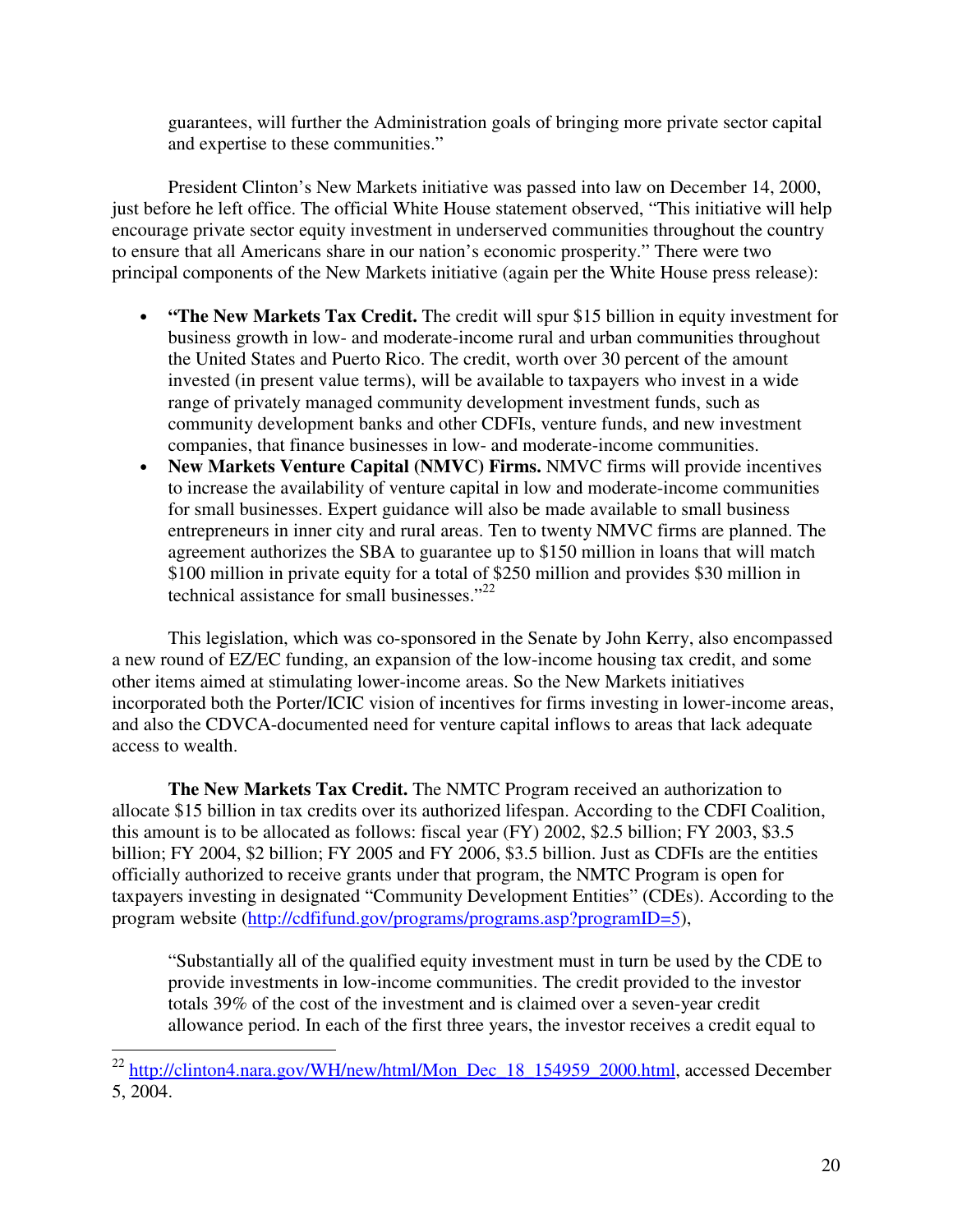guarantees, will further the Administration goals of bringing more private sector capital and expertise to these communities."

President Clinton's New Markets initiative was passed into law on December 14, 2000, just before he left office. The official White House statement observed, "This initiative will help encourage private sector equity investment in underserved communities throughout the country to ensure that all Americans share in our nation's economic prosperity." There were two principal components of the New Markets initiative (again per the White House press release):

- **"The New Markets Tax Credit.** The credit will spur $15 billion in equity investment for business growth in low- and moderate-income rural and urban communities throughout the United States and Puerto Rico. The credit, worth over 30 percent of the amount invested (in present value terms), will be available to taxpayers who invest in a wide range of privately managed community development investment funds, such as community development banks and other CDFIs, venture funds, and new investment companies, that finance businesses in low- and moderate-income communities.
- **New Markets Venture Capital (NMVC) Firms.** NMVC firms will provide incentives to increase the availability of venture capital in low and moderate-income communities for small businesses. Expert guidance will also be made available to small business entrepreneurs in inner city and rural areas. Ten to twenty NMVC firms are planned. The agreement authorizes the SBA to guarantee up to $150 million in loans that will match $100 million in private equity for a total of $250 million and provides $30 million in technical assistance for small businesses."[22]

This legislation, which was co-sponsored in the Senate by John Kerry, also encompassed a new round of EZ/EC funding, an expansion of the low-income housing tax credit, and some other items aimed at stimulating lower-income areas. So the New Markets initiatives incorporated both the Porter/ICIC vision of incentives for firms investing in lower-income areas, and also the CDVCA-documented need for venture capital inflows to areas that lack adequate access to wealth.

**The New Markets Tax Credit.** The NMTC Program received an authorization to allocate $15 billion in tax credits over its authorized lifespan. According to the CDFI Coalition, this amount is to be allocated as follows: fiscal year (FY) 2002, $2.5 billion; FY 2003, $3.5 billion; FY 2004, $2 billion; FY 2005 and FY 2006, $3.5 billion. Just as CDFIs are the entities officially authorized to receive grants under that program, the NMTC Program is open for taxpayers investing in designated "Community Development Entities" (CDEs). According to the program website (http://cdfifund.gov/programs/programs.asp?programID=5),

> "Substantially all of the qualified equity investment must in turn be used by the CDE to provide investments in low-income communities. The credit provided to the investor totals 39% of the cost of the investment and is claimed over a seven-year credit allowance period. In each of the first three years, the investor receives a credit equal to

[22] http://clinton4.nara.gov/WH/new/html/Mon_Dec_18_154959_2000.html, accessed December 5, 2004.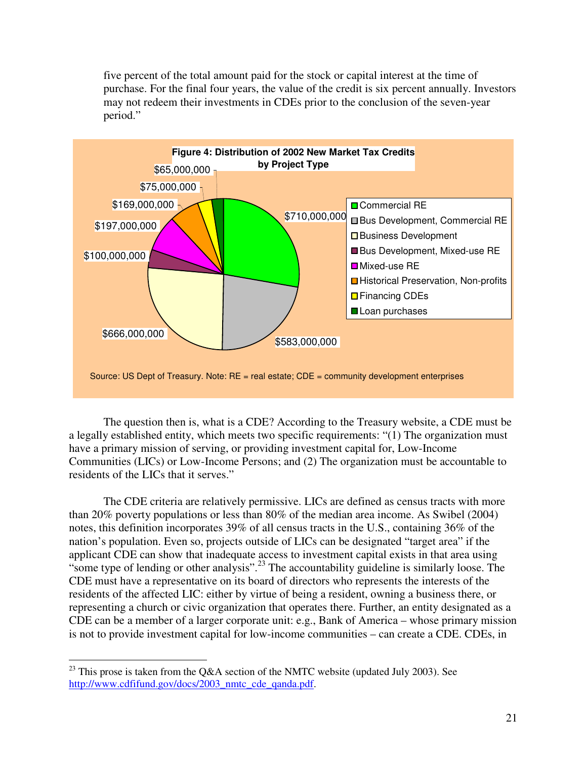five percent of the total amount paid for the stock or capital interest at the time of purchase. For the final four years, the value of the credit is six percent annually. Investors may not redeem their investments in CDEs prior to the conclusion of the seven-year period."

**Figure 4: Distribution of 2002 New Market Tax Credits by Project Type**

| Project Type | Amount |
|---|---|
| Commercial RE | $710,000,000 |
| Bus Development, Commercial RE | $583,000,000 |
| Business Development | $666,000,000 |
| Bus Development, Mixed-use RE | $100,000,000 |
| Mixed-use RE | $197,000,000 |
| Historical Preservation, Non-profits | $169,000,000 |
| Financing CDEs | $75,000,000 |
| Loan purchases | $65,000,000 |

Source: US Dept of Treasury. Note: RE = real estate; CDE = community development enterprises

The question then is, what is a CDE? According to the Treasury website, a CDE must be a legally established entity, which meets two specific requirements: "(1) The organization must have a primary mission of serving, or providing investment capital for, Low-Income Communities (LICs) or Low-Income Persons; and (2) The organization must be accountable to residents of the LICs that it serves."

The CDE criteria are relatively permissive. LICs are defined as census tracts with more than 20% poverty populations or less than 80% of the median area income. As Swibel (2004) notes, this definition incorporates 39% of all census tracts in the U.S., containing 36% of the nation's population. Even so, projects outside of LICs can be designated "target area" if the applicant CDE can show that inadequate access to investment capital exists in that area using "some type of lending or other analysis".[23] The accountability guideline is similarly loose. The CDE must have a representative on its board of directors who represents the interests of the residents of the affected LIC: either by virtue of being a resident, owning a business there, or representing a church or civic organization that operates there. Further, an entity designated as a CDE can be a member of a larger corporate unit: e.g., Bank of America – whose primary mission is not to provide investment capital for low-income communities – can create a CDE. CDEs, in

[23] This prose is taken from the Q&A section of the NMTC website (updated July 2003). See http://www.cdfifund.gov/docs/2003_nmtc_cde_qanda.pdf.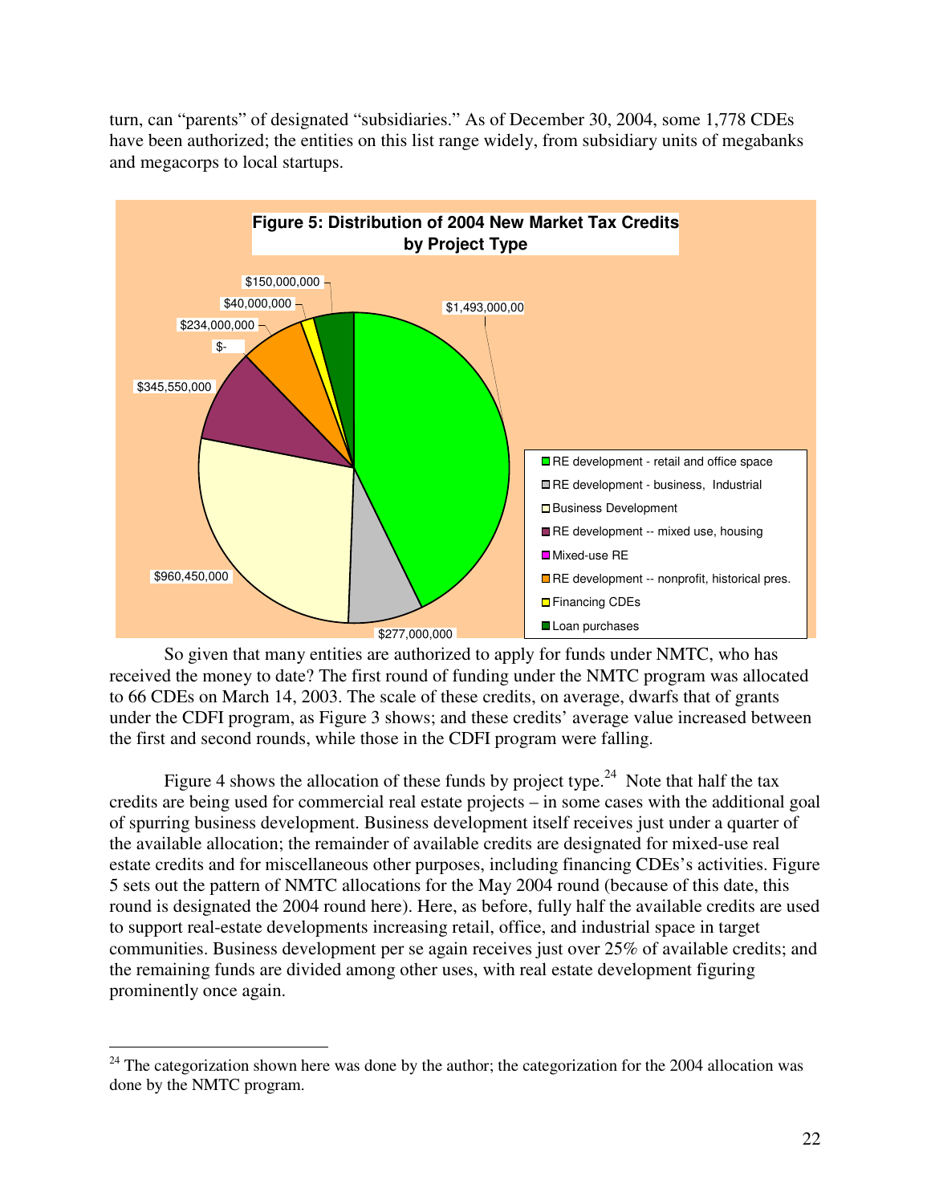turn, can "parents" of designated "subsidiaries." As of December 30, 2004, some 1,778 CDEs have been authorized; the entities on this list range widely, from subsidiary units of megabanks and megacorps to local startups.

**Figure 5: Distribution of 2004 New Market Tax Credits by Project Type**

| Project Type | Amount |
| --- | --- |
| RE development - retail and office space | $1,493,000,00 |
| RE development - business, Industrial | $277,000,000 |
| Business Development | $960,450,000 |
| RE development -- mixed use, housing | $345,550,000 |
| Mixed-use RE | $- |
| RE development -- nonprofit, historical pres. | $234,000,000 |
| Financing CDEs | $40,000,000 |
| Loan purchases | $150,000,000 |

So given that many entities are authorized to apply for funds under NMTC, who has received the money to date? The first round of funding under the NMTC program was allocated to 66 CDEs on March 14, 2003. The scale of these credits, on average, dwarfs that of grants under the CDFI program, as Figure 3 shows; and these credits' average value increased between the first and second rounds, while those in the CDFI program were falling.

Figure 4 shows the allocation of these funds by project type.[24] Note that half the tax credits are being used for commercial real estate projects – in some cases with the additional goal of spurring business development. Business development itself receives just under a quarter of the available allocation; the remainder of available credits are designated for mixed-use real estate credits and for miscellaneous other purposes, including financing CDEs's activities. Figure 5 sets out the pattern of NMTC allocations for the May 2004 round (because of this date, this round is designated the 2004 round here). Here, as before, fully half the available credits are used to support real-estate developments increasing retail, office, and industrial space in target communities. Business development per se again receives just over 25% of available credits; and the remaining funds are divided among other uses, with real estate development figuring prominently once again.

---

[24] The categorization shown here was done by the author; the categorization for the 2004 allocation was done by the NMTC program.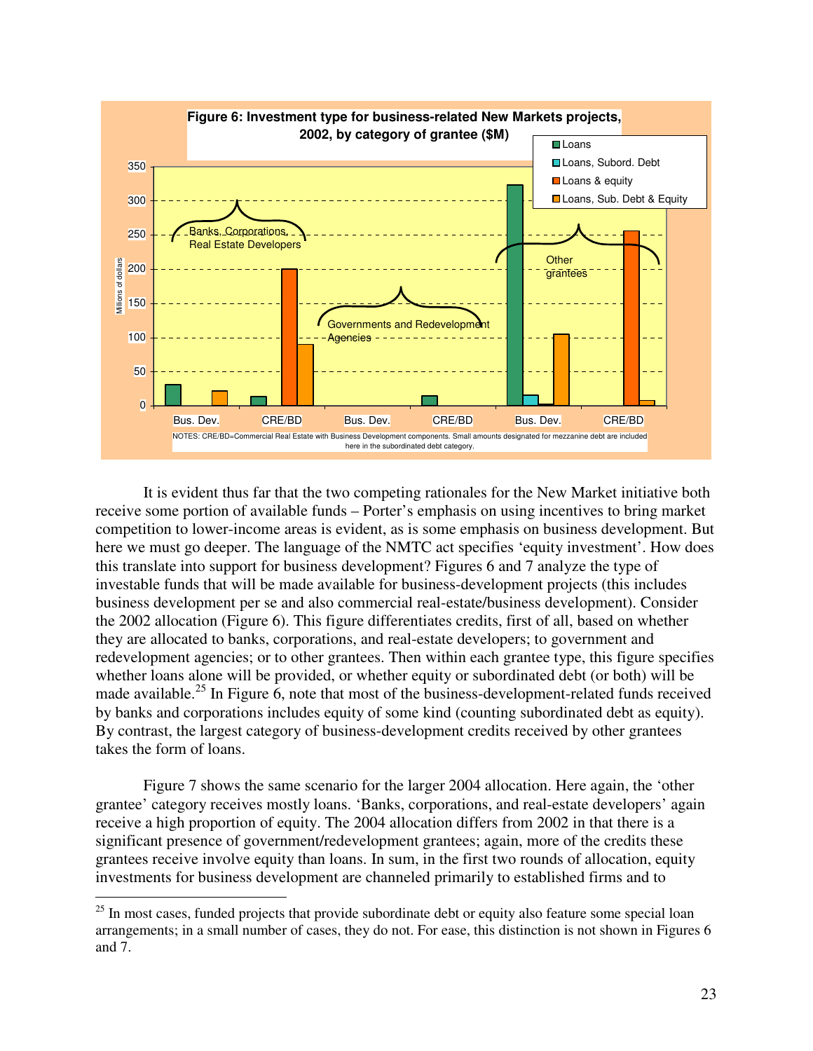**Figure 6: Investment type for business-related New Markets projects, 2002, by category of grantee ($M)**

NOTES: CRE/BD=Commercial Real Estate with Business Development components. Small amounts designated for mezzanine debt are included here in the subordinated debt category.

It is evident thus far that the two competing rationales for the New Market initiative both receive some portion of available funds – Porter's emphasis on using incentives to bring market competition to lower-income areas is evident, as is some emphasis on business development. But here we must go deeper. The language of the NMTC act specifies 'equity investment'. How does this translate into support for business development? Figures 6 and 7 analyze the type of investable funds that will be made available for business-development projects (this includes business development per se and also commercial real-estate/business development). Consider the 2002 allocation (Figure 6). This figure differentiates credits, first of all, based on whether they are allocated to banks, corporations, and real-estate developers; to government and redevelopment agencies; or to other grantees. Then within each grantee type, this figure specifies whether loans alone will be provided, or whether equity or subordinated debt (or both) will be made available.[25] In Figure 6, note that most of the business-development-related funds received by banks and corporations includes equity of some kind (counting subordinated debt as equity). By contrast, the largest category of business-development credits received by other grantees takes the form of loans.

Figure 7 shows the same scenario for the larger 2004 allocation. Here again, the 'other grantee' category receives mostly loans. 'Banks, corporations, and real-estate developers' again receive a high proportion of equity. The 2004 allocation differs from 2002 in that there is a significant presence of government/redevelopment grantees; again, more of the credits these grantees receive involve equity than loans. In sum, in the first two rounds of allocation, equity investments for business development are channeled primarily to established firms and to

[25] In most cases, funded projects that provide subordinate debt or equity also feature some special loan arrangements; in a small number of cases, they do not. For ease, this distinction is not shown in Figures 6 and 7.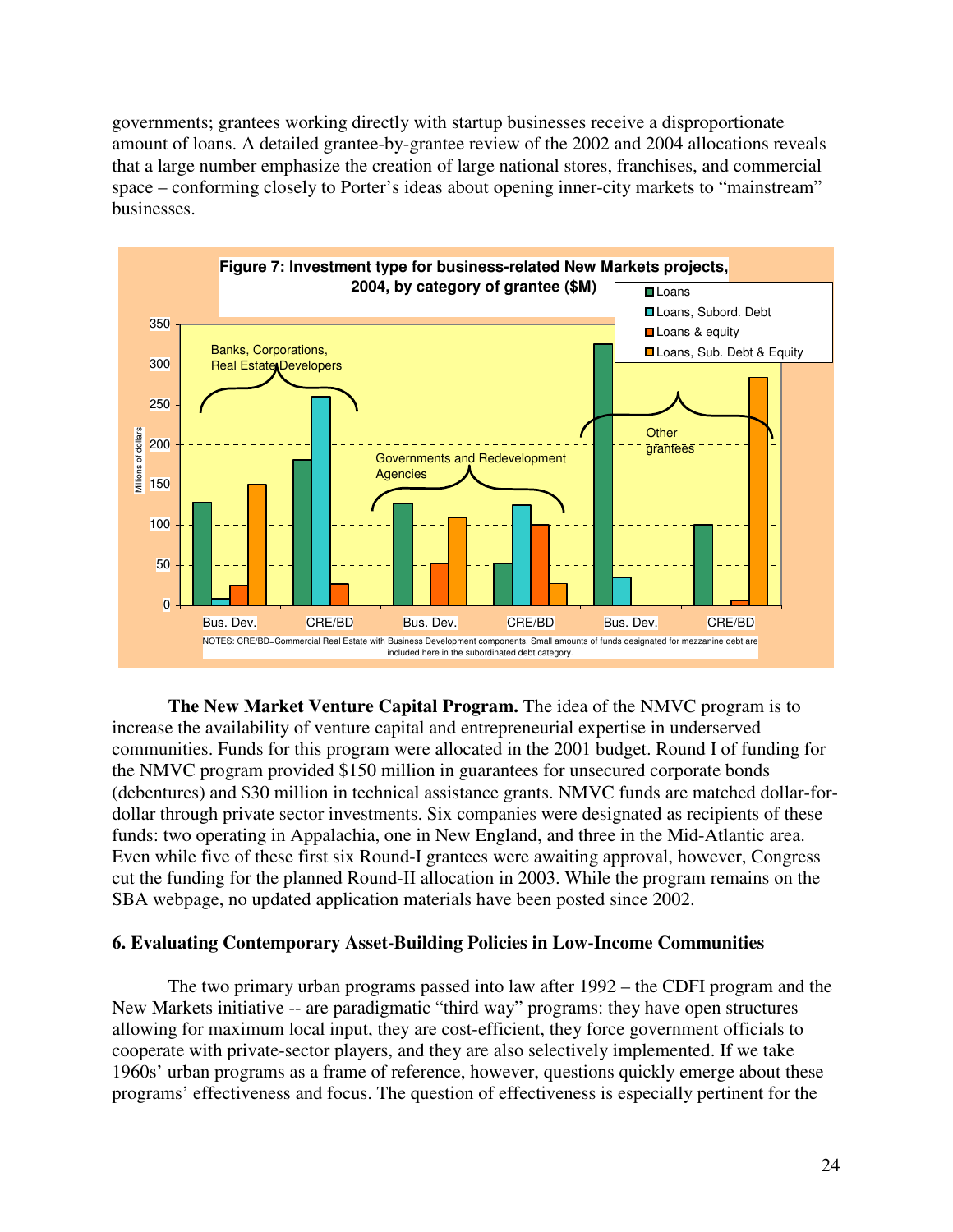governments; grantees working directly with startup businesses receive a disproportionate amount of loans. A detailed grantee-by-grantee review of the 2002 and 2004 allocations reveals that a large number emphasize the creation of large national stores, franchises, and commercial space – conforming closely to Porter's ideas about opening inner-city markets to "mainstream" businesses.

**Figure 7: Investment type for business-related New Markets projects, 2004, by category of grantee ($M)**

NOTES: CRE/BD=Commercial Real Estate with Business Development components. Small amounts of funds designated for mezzanine debt are included here in the subordinated debt category.

**The New Market Venture Capital Program.** The idea of the NMVC program is to increase the availability of venture capital and entrepreneurial expertise in underserved communities. Funds for this program were allocated in the 2001 budget. Round I of funding for the NMVC program provided $150 million in guarantees for unsecured corporate bonds (debentures) and $30 million in technical assistance grants. NMVC funds are matched dollar-for-dollar through private sector investments. Six companies were designated as recipients of these funds: two operating in Appalachia, one in New England, and three in the Mid-Atlantic area. Even while five of these first six Round-I grantees were awaiting approval, however, Congress cut the funding for the planned Round-II allocation in 2003. While the program remains on the SBA webpage, no updated application materials have been posted since 2002.

## 6. Evaluating Contemporary Asset-Building Policies in Low-Income Communities

The two primary urban programs passed into law after 1992 – the CDFI program and the New Markets initiative -- are paradigmatic "third way" programs: they have open structures allowing for maximum local input, they are cost-efficient, they force government officials to cooperate with private-sector players, and they are also selectively implemented. If we take 1960s' urban programs as a frame of reference, however, questions quickly emerge about these programs' effectiveness and focus. The question of effectiveness is especially pertinent for the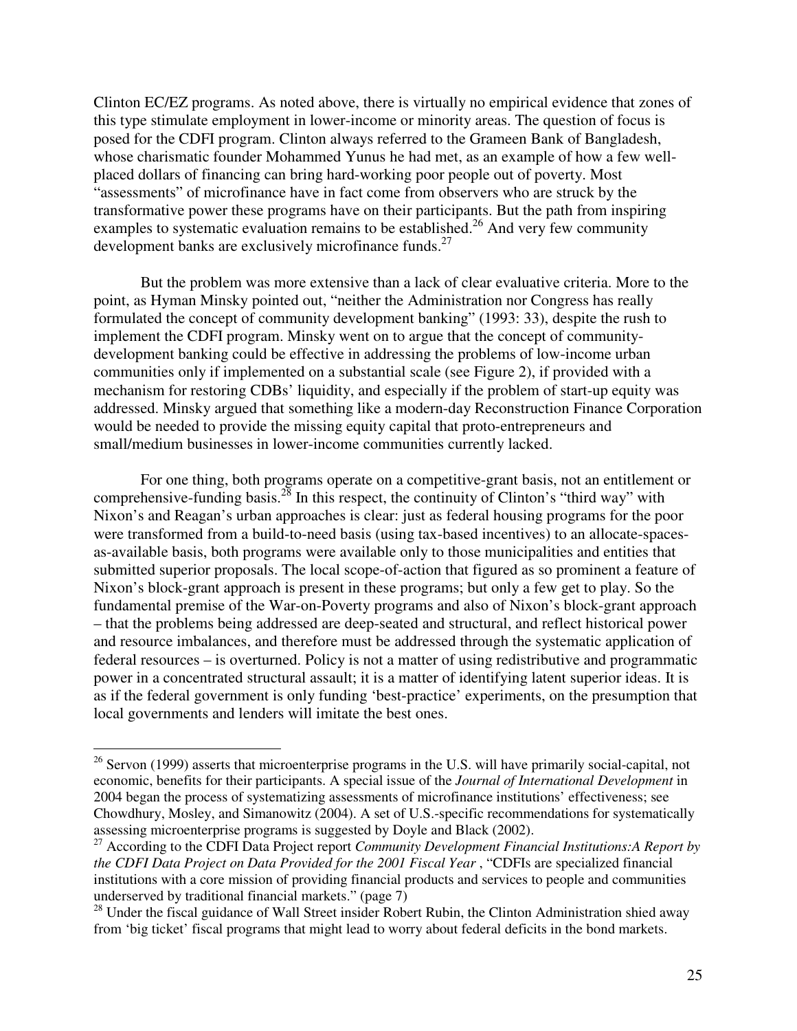Clinton EC/EZ programs. As noted above, there is virtually no empirical evidence that zones of this type stimulate employment in lower-income or minority areas. The question of focus is posed for the CDFI program. Clinton always referred to the Grameen Bank of Bangladesh, whose charismatic founder Mohammed Yunus he had met, as an example of how a few well-placed dollars of financing can bring hard-working poor people out of poverty. Most "assessments" of microfinance have in fact come from observers who are struck by the transformative power these programs have on their participants. But the path from inspiring examples to systematic evaluation remains to be established.[26] And very few community development banks are exclusively microfinance funds.[27]

But the problem was more extensive than a lack of clear evaluative criteria. More to the point, as Hyman Minsky pointed out, "neither the Administration nor Congress has really formulated the concept of community development banking" (1993: 33), despite the rush to implement the CDFI program. Minsky went on to argue that the concept of community-development banking could be effective in addressing the problems of low-income urban communities only if implemented on a substantial scale (see Figure 2), if provided with a mechanism for restoring CDBs' liquidity, and especially if the problem of start-up equity was addressed. Minsky argued that something like a modern-day Reconstruction Finance Corporation would be needed to provide the missing equity capital that proto-entrepreneurs and small/medium businesses in lower-income communities currently lacked.

For one thing, both programs operate on a competitive-grant basis, not an entitlement or comprehensive-funding basis.[28] In this respect, the continuity of Clinton's "third way" with Nixon's and Reagan's urban approaches is clear: just as federal housing programs for the poor were transformed from a build-to-need basis (using tax-based incentives) to an allocate-spaces-as-available basis, both programs were available only to those municipalities and entities that submitted superior proposals. The local scope-of-action that figured as so prominent a feature of Nixon's block-grant approach is present in these programs; but only a few get to play. So the fundamental premise of the War-on-Poverty programs and also of Nixon's block-grant approach – that the problems being addressed are deep-seated and structural, and reflect historical power and resource imbalances, and therefore must be addressed through the systematic application of federal resources – is overturned. Policy is not a matter of using redistributive and programmatic power in a concentrated structural assault; it is a matter of identifying latent superior ideas. It is as if the federal government is only funding 'best-practice' experiments, on the presumption that local governments and lenders will imitate the best ones.

---

[26] Servon (1999) asserts that microenterprise programs in the U.S. will have primarily social-capital, not economic, benefits for their participants. A special issue of the *Journal of International Development* in 2004 began the process of systematizing assessments of microfinance institutions' effectiveness; see Chowdhury, Mosley, and Simanowitz (2004). A set of U.S.-specific recommendations for systematically assessing microenterprise programs is suggested by Doyle and Black (2002).

[27] According to the CDFI Data Project report *Community Development Financial Institutions:A Report by the CDFI Data Project on Data Provided for the 2001 Fiscal Year* , "CDFIs are specialized financial institutions with a core mission of providing financial products and services to people and communities underserved by traditional financial markets." (page 7)

[28] Under the fiscal guidance of Wall Street insider Robert Rubin, the Clinton Administration shied away from 'big ticket' fiscal programs that might lead to worry about federal deficits in the bond markets.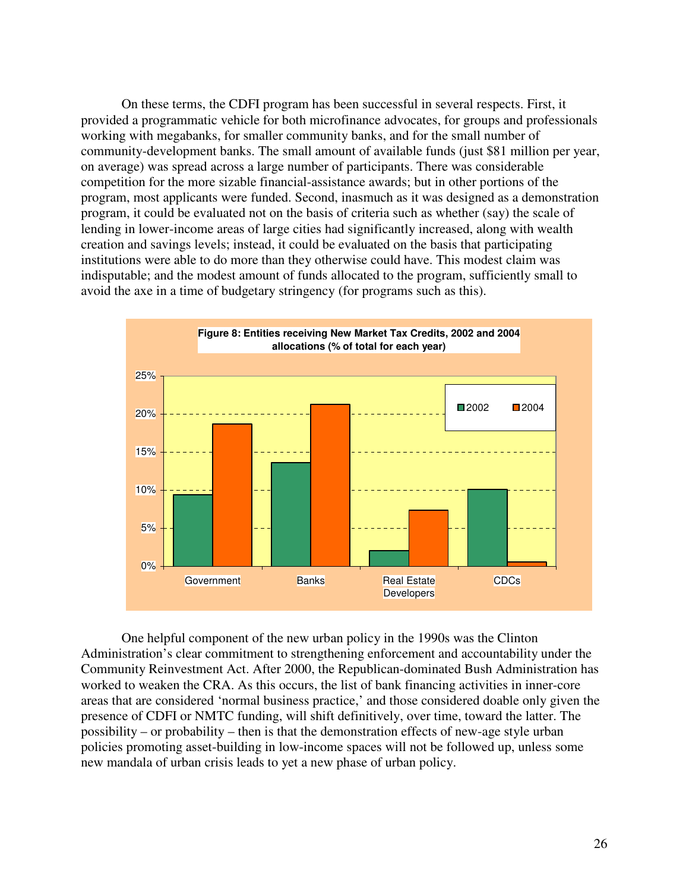On these terms, the CDFI program has been successful in several respects. First, it provided a programmatic vehicle for both microfinance advocates, for groups and professionals working with megabanks, for smaller community banks, and for the small number of community-development banks. The small amount of available funds (just $81 million per year, on average) was spread across a large number of participants. There was considerable competition for the more sizable financial-assistance awards; but in other portions of the program, most applicants were funded. Second, inasmuch as it was designed as a demonstration program, it could be evaluated not on the basis of criteria such as whether (say) the scale of lending in lower-income areas of large cities had significantly increased, along with wealth creation and savings levels; instead, it could be evaluated on the basis that participating institutions were able to do more than they otherwise could have. This modest claim was indisputable; and the modest amount of funds allocated to the program, sufficiently small to avoid the axe in a time of budgetary stringency (for programs such as this).

**Figure 8: Entities receiving New Market Tax Credits, 2002 and 2004 allocations (% of total for each year)**

| | 2002 | 2004 |
|---|---|---|
| Government | ~9.5% | ~18.8% |
| Banks | ~13.7% | ~21.3% |
| Real Estate Developers | ~2.1% | ~7.4% |
| CDCs | ~10.2% | ~0.6% |

One helpful component of the new urban policy in the 1990s was the Clinton Administration's clear commitment to strengthening enforcement and accountability under the Community Reinvestment Act. After 2000, the Republican-dominated Bush Administration has worked to weaken the CRA. As this occurs, the list of bank financing activities in inner-core areas that are considered 'normal business practice,' and those considered doable only given the presence of CDFI or NMTC funding, will shift definitively, over time, toward the latter. The possibility – or probability – then is that the demonstration effects of new-age style urban policies promoting asset-building in low-income spaces will not be followed up, unless some new mandala of urban crisis leads to yet a new phase of urban policy.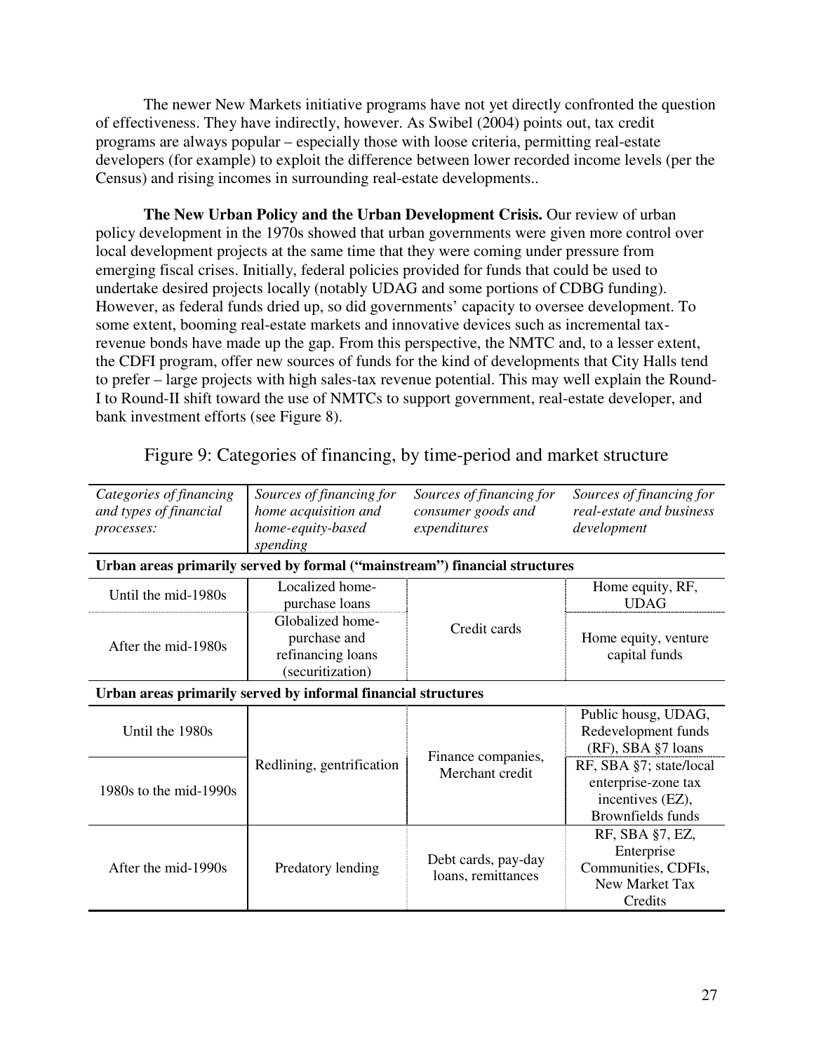The newer New Markets initiative programs have not yet directly confronted the question of effectiveness. They have indirectly, however. As Swibel (2004) points out, tax credit programs are always popular – especially those with loose criteria, permitting real-estate developers (for example) to exploit the difference between lower recorded income levels (per the Census) and rising incomes in surrounding real-estate developments..

**The New Urban Policy and the Urban Development Crisis.** Our review of urban policy development in the 1970s showed that urban governments were given more control over local development projects at the same time that they were coming under pressure from emerging fiscal crises. Initially, federal policies provided for funds that could be used to undertake desired projects locally (notably UDAG and some portions of CDBG funding). However, as federal funds dried up, so did governments' capacity to oversee development. To some extent, booming real-estate markets and innovative devices such as incremental tax-revenue bonds have made up the gap. From this perspective, the NMTC and, to a lesser extent, the CDFI program, offer new sources of funds for the kind of developments that City Halls tend to prefer – large projects with high sales-tax revenue potential. This may well explain the Round-I to Round-II shift toward the use of NMTCs to support government, real-estate developer, and bank investment efforts (see Figure 8).

Figure 9: Categories of financing, by time-period and market structure

| *Categories of financing and types of financial processes:* | *Sources of financing for home acquisition and home-equity-based spending* | *Sources of financing for consumer goods and expenditures* | *Sources of financing for real-estate and business development* |
|---|---|---|---|
| **Urban areas primarily served by formal ("mainstream") financial structures** | | | |
| Until the mid-1980s | Localized home-purchase loans | Credit cards | Home equity, RF, UDAG |
| After the mid-1980s | Globalized home-purchase and refinancing loans (securitization) | Credit cards | Home equity, venture capital funds |
| **Urban areas primarily served by informal financial structures** | | | |
| Until the 1980s | Redlining, gentrification | Finance companies, Merchant credit | Public housg, UDAG, Redevelopment funds (RF), SBA §7 loans |
| 1980s to the mid-1990s | Redlining, gentrification | Finance companies, Merchant credit | RF, SBA §7; state/local enterprise-zone tax incentives (EZ), Brownfields funds |
| After the mid-1990s | Predatory lending | Debt cards, pay-day loans, remittances | RF, SBA §7, EZ, Enterprise Communities, CDFIs, New Market Tax Credits |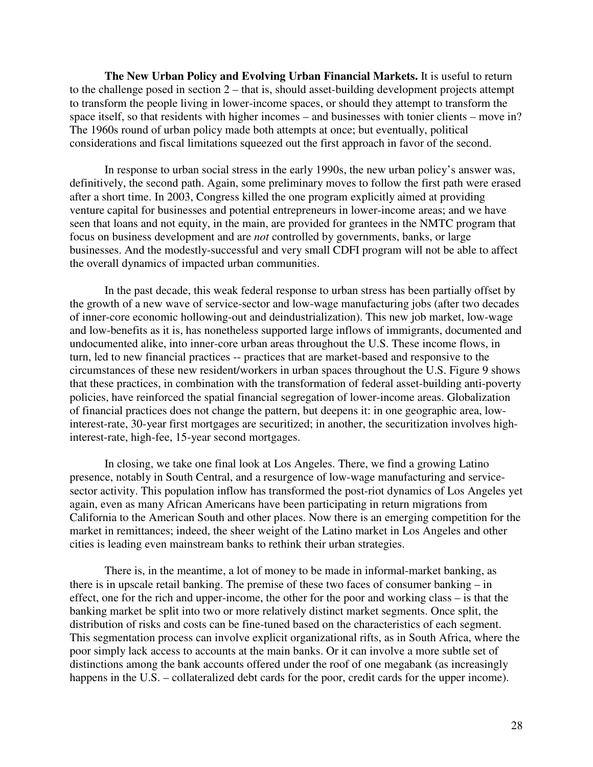**The New Urban Policy and Evolving Urban Financial Markets.** It is useful to return to the challenge posed in section 2 – that is, should asset-building development projects attempt to transform the people living in lower-income spaces, or should they attempt to transform the space itself, so that residents with higher incomes – and businesses with tonier clients – move in? The 1960s round of urban policy made both attempts at once; but eventually, political considerations and fiscal limitations squeezed out the first approach in favor of the second.

In response to urban social stress in the early 1990s, the new urban policy's answer was, definitively, the second path. Again, some preliminary moves to follow the first path were erased after a short time. In 2003, Congress killed the one program explicitly aimed at providing venture capital for businesses and potential entrepreneurs in lower-income areas; and we have seen that loans and not equity, in the main, are provided for grantees in the NMTC program that focus on business development and are *not* controlled by governments, banks, or large businesses. And the modestly-successful and very small CDFI program will not be able to affect the overall dynamics of impacted urban communities.

In the past decade, this weak federal response to urban stress has been partially offset by the growth of a new wave of service-sector and low-wage manufacturing jobs (after two decades of inner-core economic hollowing-out and deindustrialization). This new job market, low-wage and low-benefits as it is, has nonetheless supported large inflows of immigrants, documented and undocumented alike, into inner-core urban areas throughout the U.S. These income flows, in turn, led to new financial practices -- practices that are market-based and responsive to the circumstances of these new resident/workers in urban spaces throughout the U.S. Figure 9 shows that these practices, in combination with the transformation of federal asset-building anti-poverty policies, have reinforced the spatial financial segregation of lower-income areas. Globalization of financial practices does not change the pattern, but deepens it: in one geographic area, low-interest-rate, 30-year first mortgages are securitized; in another, the securitization involves high-interest-rate, high-fee, 15-year second mortgages.

In closing, we take one final look at Los Angeles. There, we find a growing Latino presence, notably in South Central, and a resurgence of low-wage manufacturing and service-sector activity. This population inflow has transformed the post-riot dynamics of Los Angeles yet again, even as many African Americans have been participating in return migrations from California to the American South and other places. Now there is an emerging competition for the market in remittances; indeed, the sheer weight of the Latino market in Los Angeles and other cities is leading even mainstream banks to rethink their urban strategies.

There is, in the meantime, a lot of money to be made in informal-market banking, as there is in upscale retail banking. The premise of these two faces of consumer banking – in effect, one for the rich and upper-income, the other for the poor and working class – is that the banking market be split into two or more relatively distinct market segments. Once split, the distribution of risks and costs can be fine-tuned based on the characteristics of each segment. This segmentation process can involve explicit organizational rifts, as in South Africa, where the poor simply lack access to accounts at the main banks. Or it can involve a more subtle set of distinctions among the bank accounts offered under the roof of one megabank (as increasingly happens in the U.S. – collateralized debt cards for the poor, credit cards for the upper income).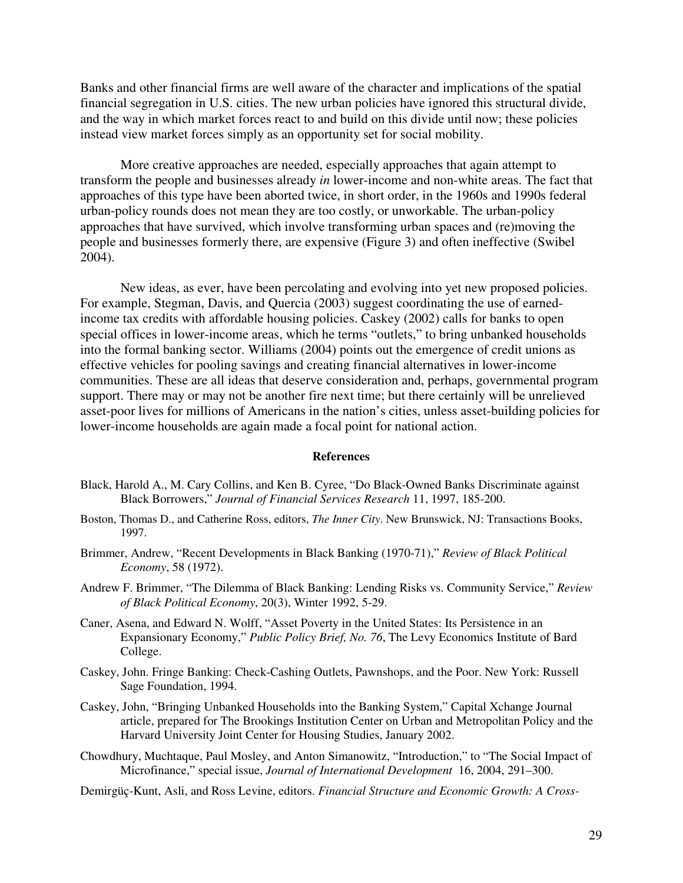Banks and other financial firms are well aware of the character and implications of the spatial financial segregation in U.S. cities. The new urban policies have ignored this structural divide, and the way in which market forces react to and build on this divide until now; these policies instead view market forces simply as an opportunity set for social mobility.

More creative approaches are needed, especially approaches that again attempt to transform the people and businesses already *in* lower-income and non-white areas. The fact that approaches of this type have been aborted twice, in short order, in the 1960s and 1990s federal urban-policy rounds does not mean they are too costly, or unworkable. The urban-policy approaches that have survived, which involve transforming urban spaces and (re)moving the people and businesses formerly there, are expensive (Figure 3) and often ineffective (Swibel 2004).

New ideas, as ever, have been percolating and evolving into yet new proposed policies. For example, Stegman, Davis, and Quercia (2003) suggest coordinating the use of earned-income tax credits with affordable housing policies. Caskey (2002) calls for banks to open special offices in lower-income areas, which he terms "outlets," to bring unbanked households into the formal banking sector. Williams (2004) points out the emergence of credit unions as effective vehicles for pooling savings and creating financial alternatives in lower-income communities. These are all ideas that deserve consideration and, perhaps, governmental program support. There may or may not be another fire next time; but there certainly will be unrelieved asset-poor lives for millions of Americans in the nation's cities, unless asset-building policies for lower-income households are again made a focal point for national action.

## References

Black, Harold A., M. Cary Collins, and Ken B. Cyree, "Do Black-Owned Banks Discriminate against Black Borrowers," *Journal of Financial Services Research* 11, 1997, 185-200.

Boston, Thomas D., and Catherine Ross, editors, *The Inner City*. New Brunswick, NJ: Transactions Books, 1997.

Brimmer, Andrew, "Recent Developments in Black Banking (1970-71)," *Review of Black Political Economy*, 58 (1972).

Andrew F. Brimmer, "The Dilemma of Black Banking: Lending Risks vs. Community Service," *Review of Black Political Economy*, 20(3), Winter 1992, 5-29.

Caner, Asena, and Edward N. Wolff, "Asset Poverty in the United States: Its Persistence in an Expansionary Economy," *Public Policy Brief, No. 76*, The Levy Economics Institute of Bard College.

Caskey, John. Fringe Banking: Check-Cashing Outlets, Pawnshops, and the Poor. New York: Russell Sage Foundation, 1994.

Caskey, John, "Bringing Unbanked Households into the Banking System," Capital Xchange Journal article, prepared for The Brookings Institution Center on Urban and Metropolitan Policy and the Harvard University Joint Center for Housing Studies, January 2002.

Chowdhury, Muchtaque, Paul Mosley, and Anton Simanowitz, "Introduction," to "The Social Impact of Microfinance," special issue, *Journal of International Development* 16, 2004, 291–300.

Demirgüç-Kunt, Asli, and Ross Levine, editors. *Financial Structure and Economic Growth: A Cross-*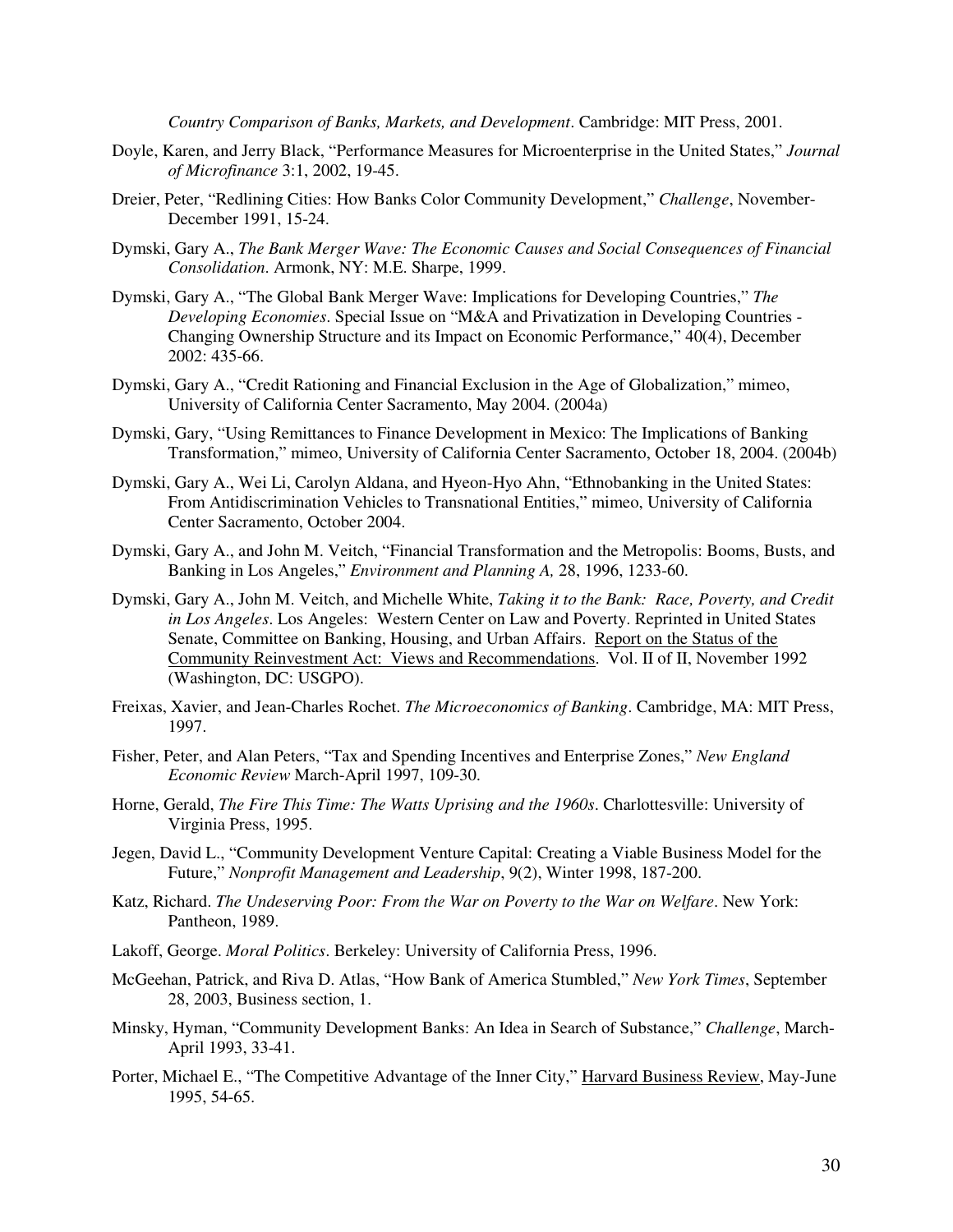*Country Comparison of Banks, Markets, and Development*. Cambridge: MIT Press, 2001.

Doyle, Karen, and Jerry Black, "Performance Measures for Microenterprise in the United States," *Journal of Microfinance* 3:1, 2002, 19-45.

Dreier, Peter, "Redlining Cities: How Banks Color Community Development," *Challenge*, November-December 1991, 15-24.

Dymski, Gary A., *The Bank Merger Wave: The Economic Causes and Social Consequences of Financial Consolidation*. Armonk, NY: M.E. Sharpe, 1999.

Dymski, Gary A., "The Global Bank Merger Wave: Implications for Developing Countries," *The Developing Economies*. Special Issue on "M&A and Privatization in Developing Countries - Changing Ownership Structure and its Impact on Economic Performance," 40(4), December 2002: 435-66.

Dymski, Gary A., "Credit Rationing and Financial Exclusion in the Age of Globalization," mimeo, University of California Center Sacramento, May 2004. (2004a)

Dymski, Gary, "Using Remittances to Finance Development in Mexico: The Implications of Banking Transformation," mimeo, University of California Center Sacramento, October 18, 2004. (2004b)

Dymski, Gary A., Wei Li, Carolyn Aldana, and Hyeon-Hyo Ahn, "Ethnobanking in the United States: From Antidiscrimination Vehicles to Transnational Entities," mimeo, University of California Center Sacramento, October 2004.

Dymski, Gary A., and John M. Veitch, "Financial Transformation and the Metropolis: Booms, Busts, and Banking in Los Angeles," *Environment and Planning A,* 28, 1996, 1233-60.

Dymski, Gary A., John M. Veitch, and Michelle White, *Taking it to the Bank: Race, Poverty, and Credit in Los Angeles*. Los Angeles: Western Center on Law and Poverty. Reprinted in United States Senate, Committee on Banking, Housing, and Urban Affairs. Report on the Status of the Community Reinvestment Act: Views and Recommendations. Vol. II of II, November 1992 (Washington, DC: USGPO).

Freixas, Xavier, and Jean-Charles Rochet. *The Microeconomics of Banking*. Cambridge, MA: MIT Press, 1997.

Fisher, Peter, and Alan Peters, "Tax and Spending Incentives and Enterprise Zones," *New England Economic Review* March-April 1997, 109-30.

Horne, Gerald, *The Fire This Time: The Watts Uprising and the 1960s*. Charlottesville: University of Virginia Press, 1995.

Jegen, David L., "Community Development Venture Capital: Creating a Viable Business Model for the Future," *Nonprofit Management and Leadership*, 9(2), Winter 1998, 187-200.

Katz, Richard. *The Undeserving Poor: From the War on Poverty to the War on Welfare*. New York: Pantheon, 1989.

Lakoff, George. *Moral Politics*. Berkeley: University of California Press, 1996.

McGeehan, Patrick, and Riva D. Atlas, "How Bank of America Stumbled," *New York Times*, September 28, 2003, Business section, 1.

Minsky, Hyman, "Community Development Banks: An Idea in Search of Substance," *Challenge*, March-April 1993, 33-41.

Porter, Michael E., "The Competitive Advantage of the Inner City," Harvard Business Review, May-June 1995, 54-65.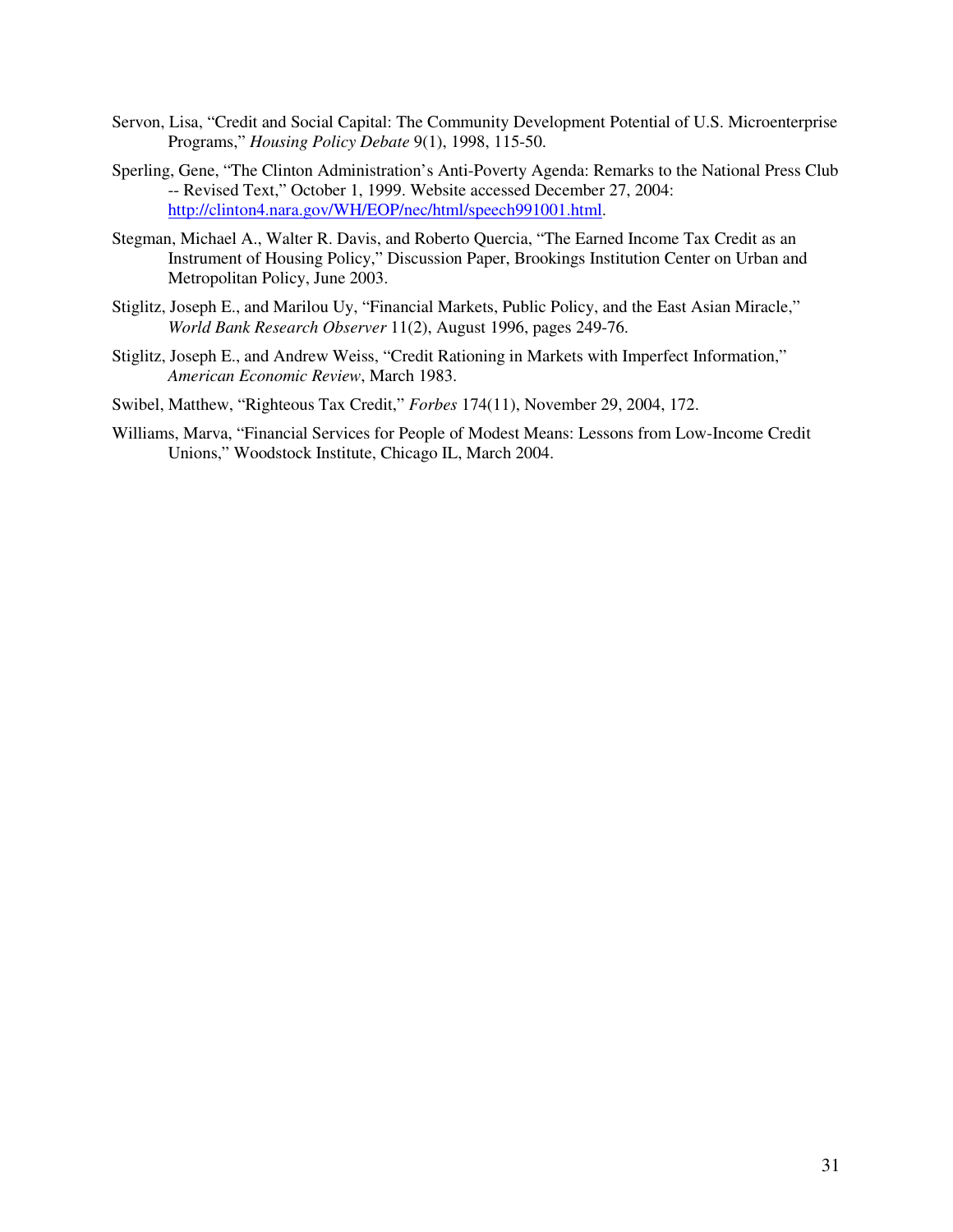Servon, Lisa, "Credit and Social Capital: The Community Development Potential of U.S. Microenterprise Programs," *Housing Policy Debate* 9(1), 1998, 115-50.

Sperling, Gene, "The Clinton Administration's Anti-Poverty Agenda: Remarks to the National Press Club -- Revised Text," October 1, 1999. Website accessed December 27, 2004: http://clinton4.nara.gov/WH/EOP/nec/html/speech991001.html.

Stegman, Michael A., Walter R. Davis, and Roberto Quercia, "The Earned Income Tax Credit as an Instrument of Housing Policy," Discussion Paper, Brookings Institution Center on Urban and Metropolitan Policy, June 2003.

Stiglitz, Joseph E., and Marilou Uy, "Financial Markets, Public Policy, and the East Asian Miracle," *World Bank Research Observer* 11(2), August 1996, pages 249-76.

Stiglitz, Joseph E., and Andrew Weiss, "Credit Rationing in Markets with Imperfect Information," *American Economic Review*, March 1983.

Swibel, Matthew, "Righteous Tax Credit," *Forbes* 174(11), November 29, 2004, 172.

Williams, Marva, "Financial Services for People of Modest Means: Lessons from Low-Income Credit Unions," Woodstock Institute, Chicago IL, March 2004.